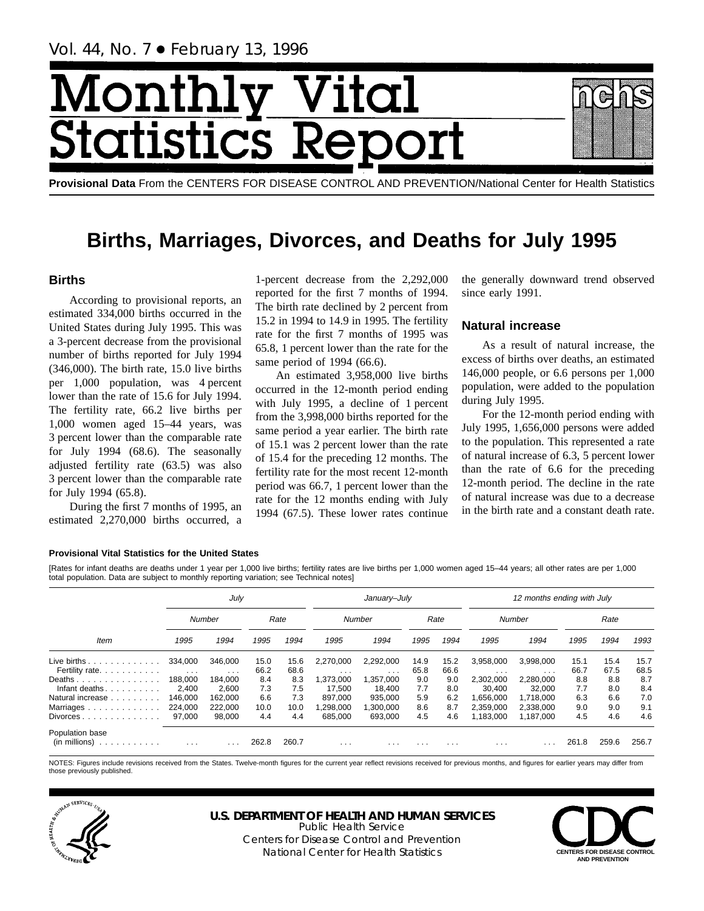Vol. 44, No. 7 • February 13, 1996

# Monthly Vital Statistics Report

**Provisional Data** From the CENTERS FOR DISEASE CONTROL AND PREVENTION/National Center for Health Statistics

# Births, Marriages, Divorces, and Deaths for July 1995

## Births

According to provisional reports, an estimated 334,000 births occurred in the United States during July 1995. This was a 3-percent decrease from the provisional number of births reported for July 1994 (346,000). The birth rate, 15.0 live births per 1,000 population, was 4 percent lower than the rate of 15.6 for July 1994. The fertility rate, 66.2 live births per 1,000 women aged 15–44 years, was 3 percent lower than the comparable rate for July 1994 (68.6). The seasonally adjusted fertility rate (63.5) was also 3 percent lower than the comparable rate for July 1994 (65.8).

During the first 7 months of 1995, an estimated 2,270,000 births occurred, a 1-percent decrease from the 2,292,000 reported for the first 7 months of 1994. The birth rate declined by 2 percent from 15.2 in 1994 to 14.9 in 1995. The fertility rate for the first 7 months of 1995 was 65.8, 1 percent lower than the rate for the same period of 1994 (66.6).

An estimated 3,958,000 live births occurred in the 12-month period ending with July 1995, a decline of 1 percent from the 3,998,000 births reported for the same period a year earlier. The birth rate of 15.1 was 2 percent lower than the rate of 15.4 for the preceding 12 months. The fertility rate for the most recent 12-month period was 66.7, 1 percent lower than the rate for the 12 months ending with July 1994 (67.5). These lower rates continue the generally downward trend observed since early 1991.

## Natural increase

As a result of natural increase, the excess of births over deaths, an estimated 146,000 people, or 6.6 persons per 1,000 population, were added to the population during July 1995.

For the 12-month period ending with July 1995, 1,656,000 persons were added to the population. This represented a rate of natural increase of 6.3, 5 percent lower than the rate of 6.6 for the preceding 12-month period. The decline in the rate of natural increase was due to a decrease in the birth rate and a constant death rate.

**Provisional Vital Statistics for the United States**

[Rates for infant deaths are deaths under 1 year per 1,000 live births; fertility rates are live births per 1,000 women aged 15–44 years; all other rates are per 1,000 total population. Data are subject to monthly reporting variation; see Technical notes]

| Item | July | | | | January–July | | | | 12 months ending with July | | | | |
|---|---|---|---|---|---|---|---|---|---|---|---|---|---|
| | Number | | Rate | | Number | | Rate | | Number | | Rate | | |
| | 1995 | 1994 | 1995 | 1994 | 1995 | 1994 | 1995 | 1994 | 1995 | 1994 | 1995 | 1994 | 1993 |
| Live births | 334,000 | 346,000 | 15.0 | 15.6 | 2,270,000 | 2,292,000 | 14.9 | 15.2 | 3,958,000 | 3,998,000 | 15.1 | 15.4 | 15.7 |
| Fertility rate | . . . | . . . | 66.2 | 68.6 | . . . | . . . | 65.8 | 66.6 | . . . | . . . | 66.7 | 67.5 | 68.5 |
| Deaths | 188,000 | 184,000 | 8.4 | 8.3 | 1,373,000 | 1,357,000 | 9.0 | 9.0 | 2,302,000 | 2,280,000 | 8.8 | 8.8 | 8.7 |
| Infant deaths | 2,400 | 2,600 | 7.3 | 7.5 | 17,500 | 18,400 | 7.7 | 8.0 | 30,400 | 32,000 | 7.7 | 8.0 | 8.4 |
| Natural increase | 146,000 | 162,000 | 6.6 | 7.3 | 897,000 | 935,000 | 5.9 | 6.2 | 1,656,000 | 1,718,000 | 6.3 | 6.6 | 7.0 |
| Marriages | 224,000 | 222,000 | 10.0 | 10.0 | 1,298,000 | 1,300,000 | 8.6 | 8.7 | 2,359,000 | 2,338,000 | 9.0 | 9.0 | 9.1 |
| Divorces | 97,000 | 98,000 | 4.4 | 4.4 | 685,000 | 693,000 | 4.5 | 4.6 | 1,183,000 | 1,187,000 | 4.5 | 4.6 | 4.6 |
| Population base (in millions) | . . . | . . . | 262.8 | 260.7 | . . . | . . . | . . . | . . . | . . . | . . . | 261.8 | 259.6 | 256.7 |

NOTES: Figures include revisions received from the States. Twelve-month figures for the current year reflect revisions received for previous months, and figures for earlier years may differ from those previously published.

U.S. DEPARTMENT OF HEALTH AND HUMAN SERVICES
Public Health Service
Centers for Disease Control and Prevention
National Center for Health Statistics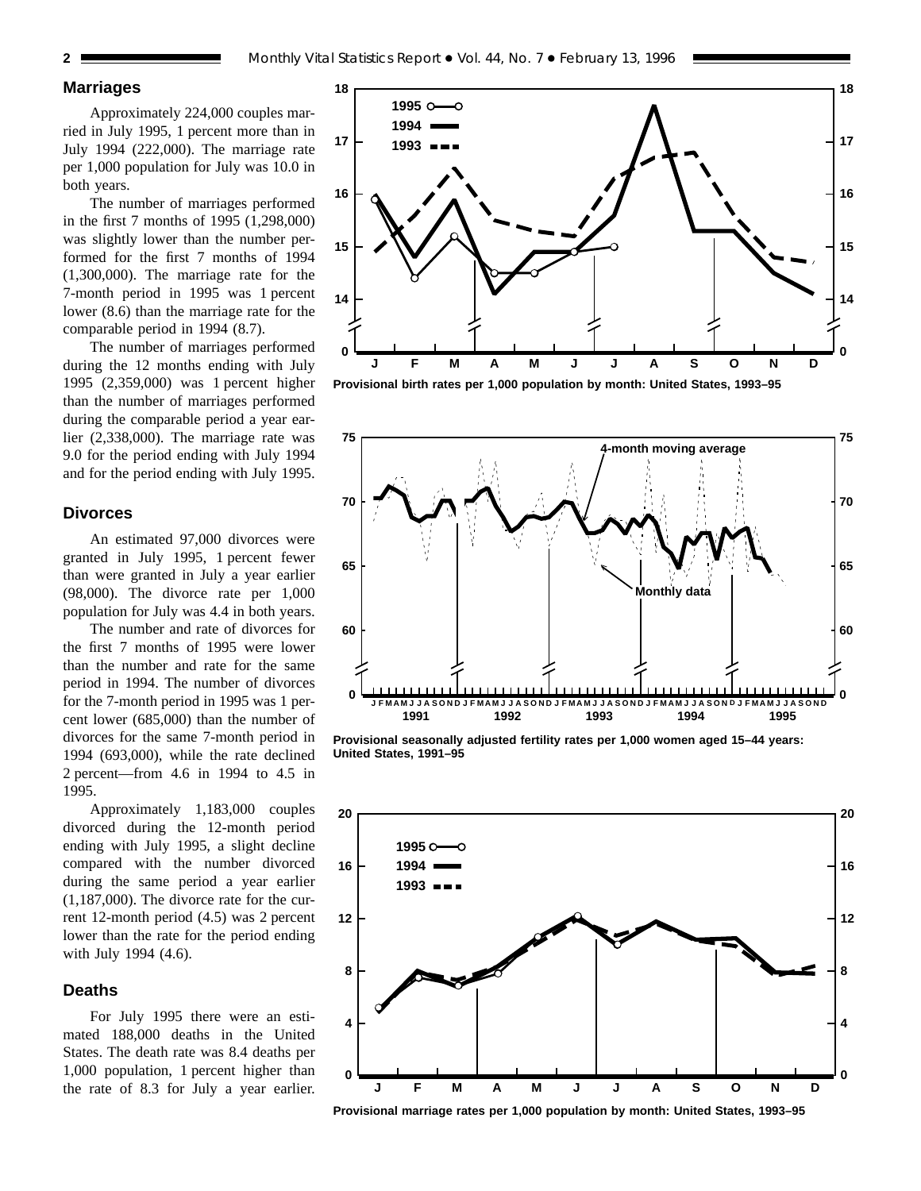## Marriages

Approximately 224,000 couples married in July 1995, 1 percent more than in July 1994 (222,000). The marriage rate per 1,000 population for July was 10.0 in both years.

The number of marriages performed in the first 7 months of 1995 (1,298,000) was slightly lower than the number performed for the first 7 months of 1994 (1,300,000). The marriage rate for the 7-month period in 1995 was 1 percent lower (8.6) than the marriage rate for the comparable period in 1994 (8.7).

The number of marriages performed during the 12 months ending with July 1995 (2,359,000) was 1 percent higher than the number of marriages performed during the comparable period a year earlier (2,338,000). The marriage rate was 9.0 for the period ending with July 1994 and for the period ending with July 1995.

## Divorces

An estimated 97,000 divorces were granted in July 1995, 1 percent fewer than were granted in July a year earlier (98,000). The divorce rate per 1,000 population for July was 4.4 in both years.

The number and rate of divorces for the first 7 months of 1995 were lower than the number and rate for the same period in 1994. The number of divorces for the 7-month period in 1995 was 1 percent lower (685,000) than the number of divorces for the same 7-month period in 1994 (693,000), while the rate declined 2 percent—from 4.6 in 1994 to 4.5 in 1995.

Approximately 1,183,000 couples divorced during the 12-month period ending with July 1995, a slight decline compared with the number divorced during the same period a year earlier (1,187,000). The divorce rate for the current 12-month period (4.5) was 2 percent lower than the rate for the period ending with July 1994 (4.6).

## Deaths

For July 1995 there were an estimated 188,000 deaths in the United States. The death rate was 8.4 deaths per 1,000 population, 1 percent higher than the rate of 8.3 for July a year earlier.

**Provisional birth rates per 1,000 population by month: United States, 1993–95**

**Provisional seasonally adjusted fertility rates per 1,000 women aged 15–44 years: United States, 1991–95**

**Provisional marriage rates per 1,000 population by month: United States, 1993–95**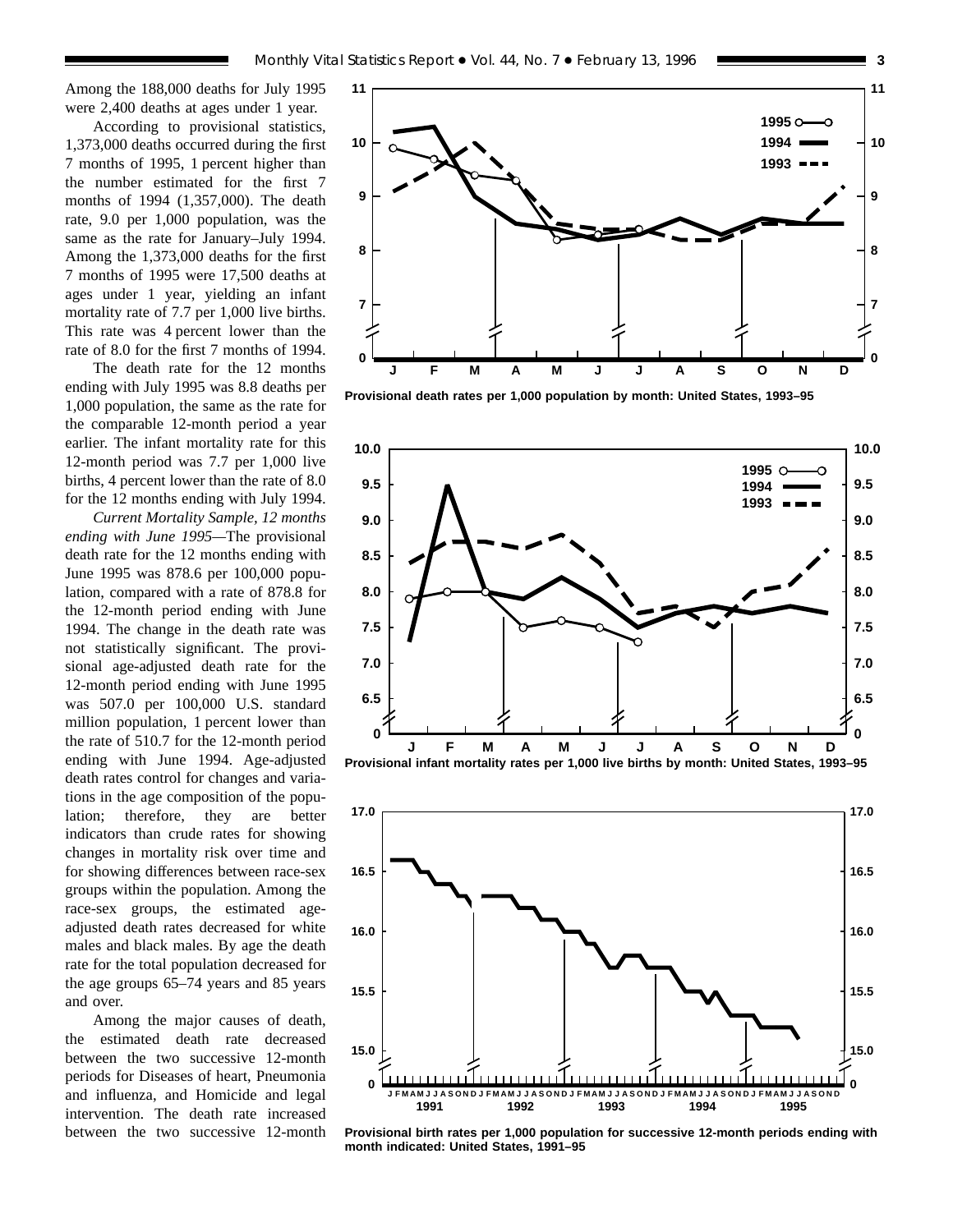Among the 188,000 deaths for July 1995 were 2,400 deaths at ages under 1 year.

According to provisional statistics, 1,373,000 deaths occurred during the first 7 months of 1995, 1 percent higher than the number estimated for the first 7 months of 1994 (1,357,000). The death rate, 9.0 per 1,000 population, was the same as the rate for January–July 1994. Among the 1,373,000 deaths for the first 7 months of 1995 were 17,500 deaths at ages under 1 year, yielding an infant mortality rate of 7.7 per 1,000 live births. This rate was 4 percent lower than the rate of 8.0 for the first 7 months of 1994.

The death rate for the 12 months ending with July 1995 was 8.8 deaths per 1,000 population, the same as the rate for the comparable 12-month period a year earlier. The infant mortality rate for this 12-month period was 7.7 per 1,000 live births, 4 percent lower than the rate of 8.0 for the 12 months ending with July 1994.

*Current Mortality Sample, 12 months ending with June 1995*—The provisional death rate for the 12 months ending with June 1995 was 878.6 per 100,000 population, compared with a rate of 878.8 for the 12-month period ending with June 1994. The change in the death rate was not statistically significant. The provisional age-adjusted death rate for the 12-month period ending with June 1995 was 507.0 per 100,000 U.S. standard million population, 1 percent lower than the rate of 510.7 for the 12-month period ending with June 1994. Age-adjusted death rates control for changes and variations in the age composition of the population; therefore, they are better indicators than crude rates for showing changes in mortality risk over time and for showing differences between race-sex groups within the population. Among the race-sex groups, the estimated age-adjusted death rates decreased for white males and black males. By age the death rate for the total population decreased for the age groups 65–74 years and 85 years and over.

Among the major causes of death, the estimated death rate decreased between the two successive 12-month periods for Diseases of heart, Pneumonia and influenza, and Homicide and legal intervention. The death rate increased between the two successive 12-month

**Provisional death rates per 1,000 population by month: United States, 1993–95**

**Provisional infant mortality rates per 1,000 live births by month: United States, 1993–95**

**Provisional birth rates per 1,000 population for successive 12-month periods ending with month indicated: United States, 1991–95**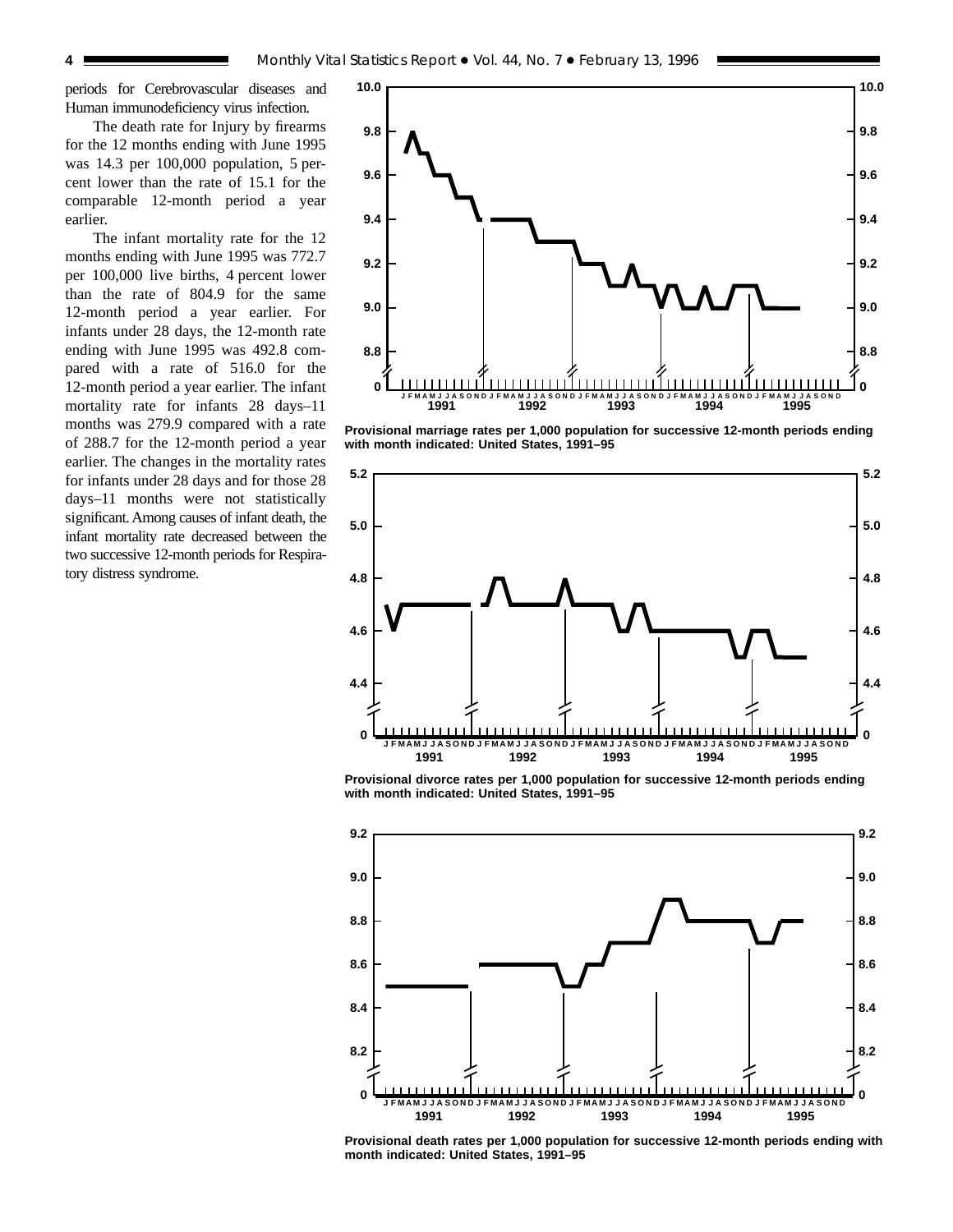periods for Cerebrovascular diseases and Human immunodeficiency virus infection.

The death rate for Injury by firearms for the 12 months ending with June 1995 was 14.3 per 100,000 population, 5 percent lower than the rate of 15.1 for the comparable 12-month period a year earlier.

The infant mortality rate for the 12 months ending with June 1995 was 772.7 per 100,000 live births, 4 percent lower than the rate of 804.9 for the same 12-month period a year earlier. For infants under 28 days, the 12-month rate ending with June 1995 was 492.8 compared with a rate of 516.0 for the 12-month period a year earlier. The infant mortality rate for infants 28 days–11 months was 279.9 compared with a rate of 288.7 for the 12-month period a year earlier. The changes in the mortality rates for infants under 28 days and for those 28 days–11 months were not statistically significant. Among causes of infant death, the infant mortality rate decreased between the two successive 12-month periods for Respiratory distress syndrome.

**Provisional marriage rates per 1,000 population for successive 12-month periods ending with month indicated: United States, 1991–95**

**Provisional divorce rates per 1,000 population for successive 12-month periods ending with month indicated: United States, 1991–95**

**Provisional death rates per 1,000 population for successive 12-month periods ending with month indicated: United States, 1991–95**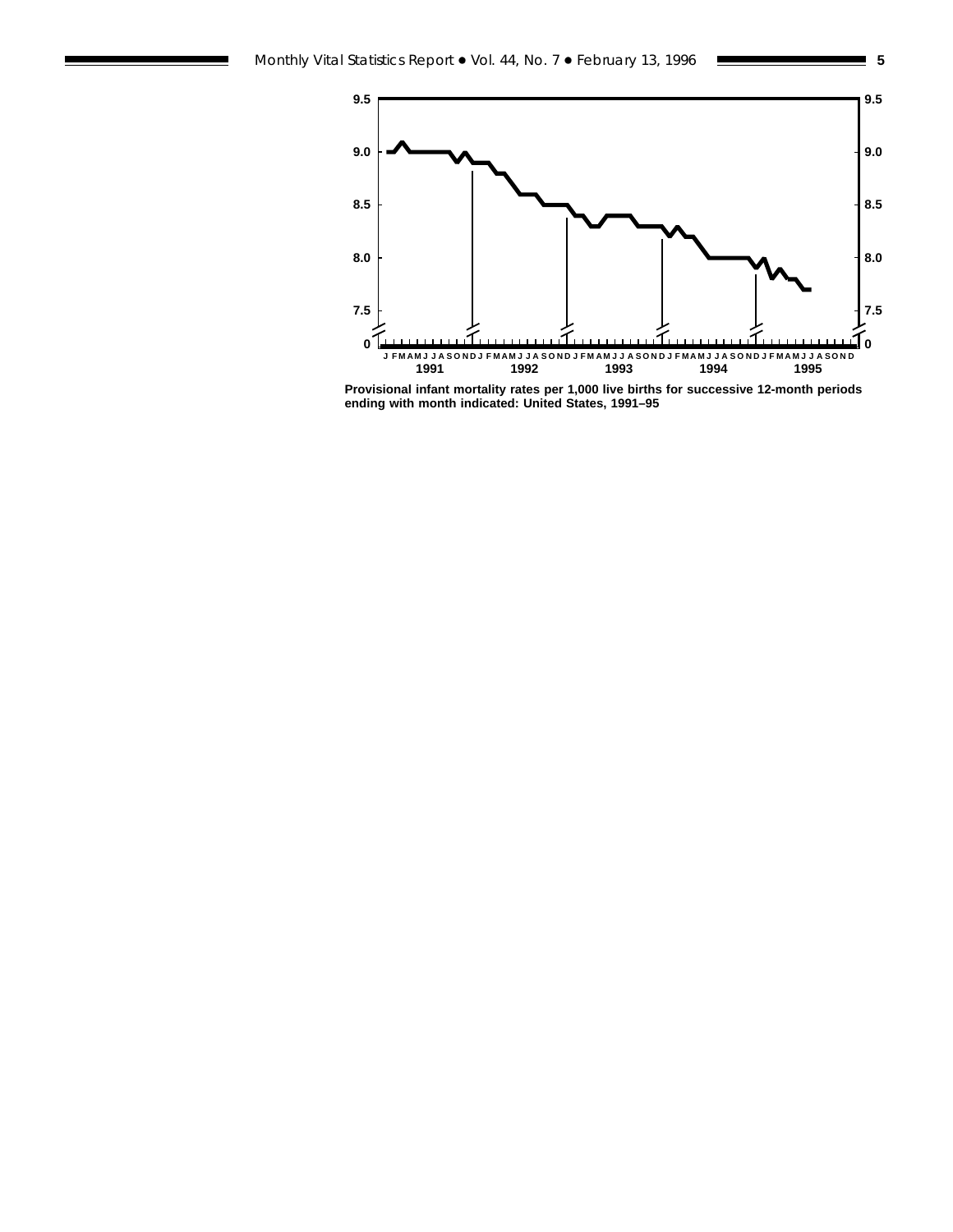Provisional infant mortality rates per 1,000 live births for successive 12-month periods ending with month indicated: United States, 1991–95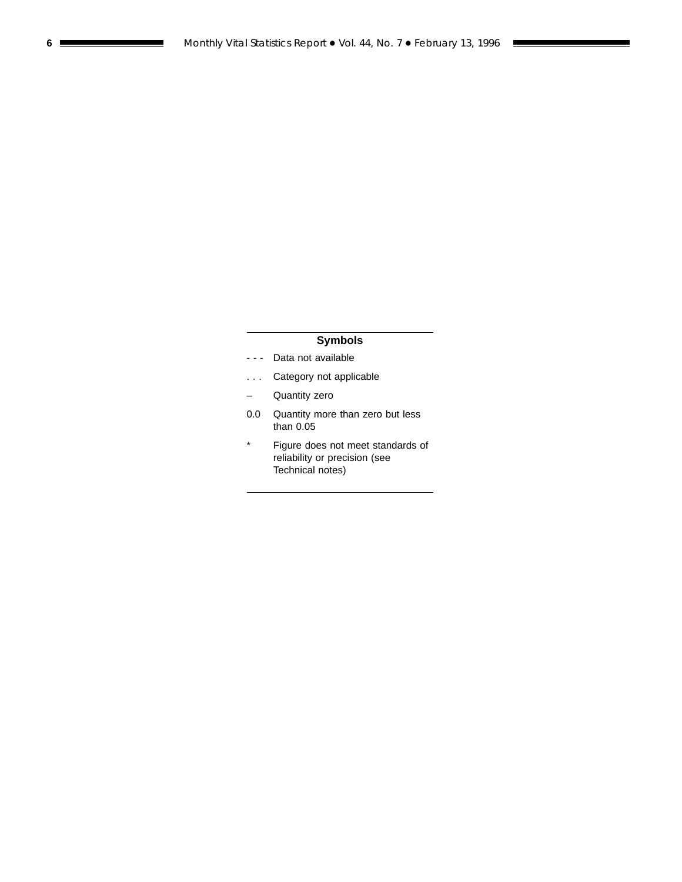## Symbols

| | |
|---|---|
| - - - | Data not available |
| . . . | Category not applicable |
| – | Quantity zero |
| 0.0 | Quantity more than zero but less than 0.05 |
| * | Figure does not meet standards of reliability or precision (see Technical notes) |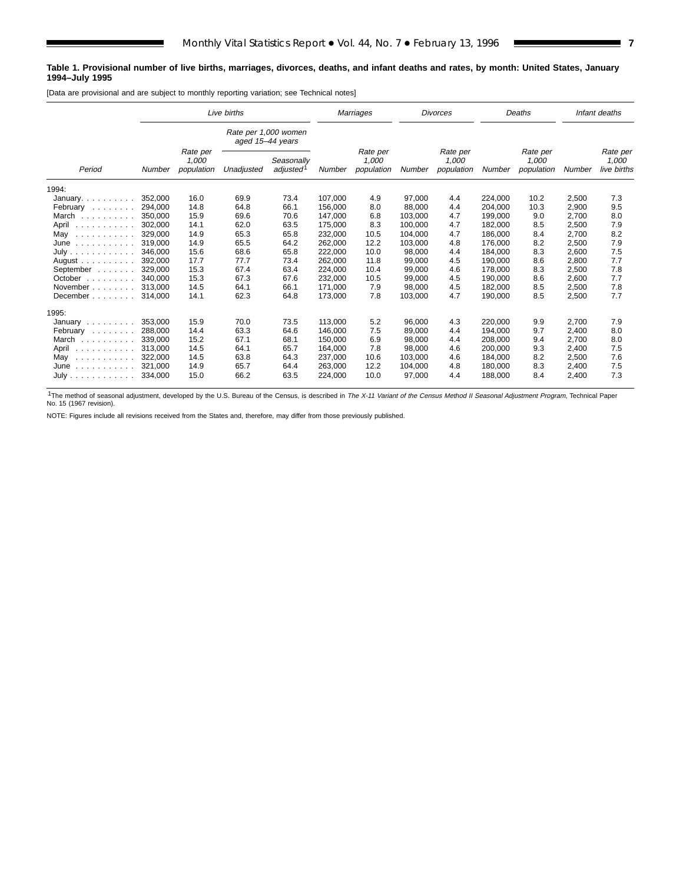**Table 1. Provisional number of live births, marriages, divorces, deaths, and infant deaths and rates, by month: United States, January 1994–July 1995**

[Data are provisional and are subject to monthly reporting variation; see Technical notes]

| Period | Live births | | | | Marriages | | Divorces | | Deaths | | Infant deaths | |
|---|---|---|---|---|---|---|---|---|---|---|---|---|
| | | | Rate per 1,000 women aged 15–44 years | | | | | | | | | |
| | Number | Rate per 1,000 population | Unadjusted | Seasonally adjusted[1] | Number | Rate per 1,000 population | Number | Rate per 1,000 population | Number | Rate per 1,000 population | Number | Rate per 1,000 live births |
| 1994: | | | | | | | | | | | | |
| January | 352,000 | 16.0 | 69.9 | 73.4 | 107,000 | 4.9 | 97,000 | 4.4 | 224,000 | 10.2 | 2,500 | 7.3 |
| February | 294,000 | 14.8 | 64.8 | 66.1 | 156,000 | 8.0 | 88,000 | 4.4 | 204,000 | 10.3 | 2,900 | 9.5 |
| March | 350,000 | 15.9 | 69.6 | 70.6 | 147,000 | 6.8 | 103,000 | 4.7 | 199,000 | 9.0 | 2,700 | 8.0 |
| April | 302,000 | 14.1 | 62.0 | 63.5 | 175,000 | 8.3 | 100,000 | 4.7 | 182,000 | 8.5 | 2,500 | 7.9 |
| May | 329,000 | 14.9 | 65.3 | 65.8 | 232,000 | 10.5 | 104,000 | 4.7 | 186,000 | 8.4 | 2,700 | 8.2 |
| June | 319,000 | 14.9 | 65.5 | 64.2 | 262,000 | 12.2 | 103,000 | 4.8 | 176,000 | 8.2 | 2,500 | 7.9 |
| July | 346,000 | 15.6 | 68.6 | 65.8 | 222,000 | 10.0 | 98,000 | 4.4 | 184,000 | 8.3 | 2,600 | 7.5 |
| August | 392,000 | 17.7 | 77.7 | 73.4 | 262,000 | 11.8 | 99,000 | 4.5 | 190,000 | 8.6 | 2,800 | 7.7 |
| September | 329,000 | 15.3 | 67.4 | 63.4 | 224,000 | 10.4 | 99,000 | 4.6 | 178,000 | 8.3 | 2,500 | 7.8 |
| October | 340,000 | 15.3 | 67.3 | 67.6 | 232,000 | 10.5 | 99,000 | 4.5 | 190,000 | 8.6 | 2,600 | 7.7 |
| November | 313,000 | 14.5 | 64.1 | 66.1 | 171,000 | 7.9 | 98,000 | 4.5 | 182,000 | 8.5 | 2,500 | 7.8 |
| December | 314,000 | 14.1 | 62.3 | 64.8 | 173,000 | 7.8 | 103,000 | 4.7 | 190,000 | 8.5 | 2,500 | 7.7 |
| 1995: | | | | | | | | | | | | |
| January | 353,000 | 15.9 | 70.0 | 73.5 | 113,000 | 5.2 | 96,000 | 4.3 | 220,000 | 9.9 | 2,700 | 7.9 |
| February | 288,000 | 14.4 | 63.3 | 64.6 | 146,000 | 7.5 | 89,000 | 4.4 | 194,000 | 9.7 | 2,400 | 8.0 |
| March | 339,000 | 15.2 | 67.1 | 68.1 | 150,000 | 6.9 | 98,000 | 4.4 | 208,000 | 9.4 | 2,700 | 8.0 |
| April | 313,000 | 14.5 | 64.1 | 65.7 | 164,000 | 7.8 | 98,000 | 4.6 | 200,000 | 9.3 | 2,400 | 7.5 |
| May | 322,000 | 14.5 | 63.8 | 64.3 | 237,000 | 10.6 | 103,000 | 4.6 | 184,000 | 8.2 | 2,500 | 7.6 |
| June | 321,000 | 14.9 | 65.7 | 64.4 | 263,000 | 12.2 | 104,000 | 4.8 | 180,000 | 8.3 | 2,400 | 7.5 |
| July | 334,000 | 15.0 | 66.2 | 63.5 | 224,000 | 10.0 | 97,000 | 4.4 | 188,000 | 8.4 | 2,400 | 7.3 |

[1]The method of seasonal adjustment, developed by the U.S. Bureau of the Census, is described in *The X-11 Variant of the Census Method II Seasonal Adjustment Program*, Technical Paper No. 15 (1967 revision).

NOTE: Figures include all revisions received from the States and, therefore, may differ from those previously published.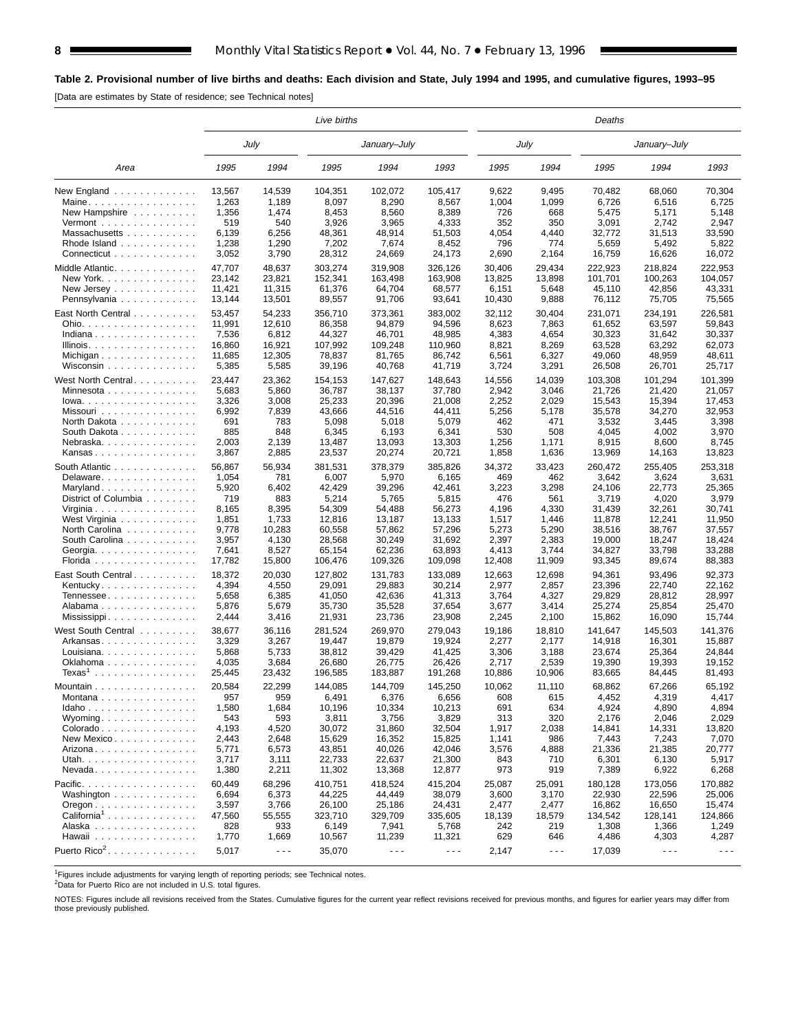**Table 2. Provisional number of live births and deaths: Each division and State, July 1994 and 1995, and cumulative figures, 1993–95**

[Data are estimates by State of residence; see Technical notes]

| Area | *Live births* | | | | | *Deaths* | | | | |
|---|---|---|---|---|---|---|---|---|---|---|
| | *July* | | *January–July* | | | *July* | | *January–July* | | |
| | *1995* | *1994* | *1995* | *1994* | *1993* | *1995* | *1994* | *1995* | *1994* | *1993* |
| New England | 13,567 | 14,539 | 104,351 | 102,072 | 105,417 | 9,622 | 9,495 | 70,482 | 68,060 | 70,304 |
| Maine | 1,263 | 1,189 | 8,097 | 8,290 | 8,567 | 1,004 | 1,099 | 6,726 | 6,516 | 6,725 |
| New Hampshire | 1,356 | 1,474 | 8,453 | 8,560 | 8,389 | 726 | 668 | 5,475 | 5,171 | 5,148 |
| Vermont | 519 | 540 | 3,926 | 3,965 | 4,333 | 352 | 350 | 3,091 | 2,742 | 2,947 |
| Massachusetts | 6,139 | 6,256 | 48,361 | 48,914 | 51,503 | 4,054 | 4,440 | 32,772 | 31,513 | 33,590 |
| Rhode Island | 1,238 | 1,290 | 7,202 | 7,674 | 8,452 | 796 | 774 | 5,659 | 5,492 | 5,822 |
| Connecticut | 3,052 | 3,790 | 28,312 | 24,669 | 24,173 | 2,690 | 2,164 | 16,759 | 16,626 | 16,072 |
| Middle Atlantic | 47,707 | 48,637 | 303,274 | 319,908 | 326,126 | 30,406 | 29,434 | 222,923 | 218,824 | 222,953 |
| New York | 23,142 | 23,821 | 152,341 | 163,498 | 163,908 | 13,825 | 13,898 | 101,701 | 100,263 | 104,057 |
| New Jersey | 11,421 | 11,315 | 61,376 | 64,704 | 68,577 | 6,151 | 5,648 | 45,110 | 42,856 | 43,331 |
| Pennsylvania | 13,144 | 13,501 | 89,557 | 91,706 | 93,641 | 10,430 | 9,888 | 76,112 | 75,705 | 75,565 |
| East North Central | 53,457 | 54,233 | 356,710 | 373,361 | 383,002 | 32,112 | 30,404 | 231,071 | 234,191 | 226,581 |
| Ohio | 11,991 | 12,610 | 86,358 | 94,879 | 94,596 | 8,623 | 7,863 | 61,652 | 63,597 | 59,843 |
| Indiana | 7,536 | 6,812 | 44,327 | 46,701 | 48,985 | 4,383 | 4,654 | 30,323 | 31,642 | 30,337 |
| Illinois | 16,860 | 16,921 | 107,992 | 109,248 | 110,960 | 8,821 | 8,269 | 63,528 | 63,292 | 62,073 |
| Michigan | 11,685 | 12,305 | 78,837 | 81,765 | 86,742 | 6,561 | 6,327 | 49,060 | 48,959 | 48,611 |
| Wisconsin | 5,385 | 5,585 | 39,196 | 40,768 | 41,719 | 3,724 | 3,291 | 26,508 | 26,701 | 25,717 |
| West North Central | 23,447 | 23,362 | 154,153 | 147,627 | 148,643 | 14,556 | 14,039 | 103,308 | 101,294 | 101,399 |
| Minnesota | 5,683 | 5,860 | 36,787 | 38,137 | 37,780 | 2,942 | 3,046 | 21,726 | 21,420 | 21,057 |
| Iowa | 3,326 | 3,008 | 25,233 | 20,396 | 21,008 | 2,252 | 2,029 | 15,543 | 15,394 | 17,453 |
| Missouri | 6,992 | 7,839 | 43,666 | 44,516 | 44,411 | 5,256 | 5,178 | 35,578 | 34,270 | 32,953 |
| North Dakota | 691 | 783 | 5,098 | 5,018 | 5,079 | 462 | 471 | 3,532 | 3,445 | 3,398 |
| South Dakota | 885 | 848 | 6,345 | 6,193 | 6,341 | 530 | 508 | 4,045 | 4,002 | 3,970 |
| Nebraska | 2,003 | 2,139 | 13,487 | 13,093 | 13,303 | 1,256 | 1,171 | 8,915 | 8,600 | 8,745 |
| Kansas | 3,867 | 2,885 | 23,537 | 20,274 | 20,721 | 1,858 | 1,636 | 13,969 | 14,163 | 13,823 |
| South Atlantic | 56,867 | 56,934 | 381,531 | 378,379 | 385,826 | 34,372 | 33,423 | 260,472 | 255,405 | 253,318 |
| Delaware | 1,054 | 781 | 6,007 | 5,970 | 6,165 | 469 | 462 | 3,642 | 3,624 | 3,631 |
| Maryland | 5,920 | 6,402 | 42,429 | 39,296 | 42,461 | 3,223 | 3,298 | 24,106 | 22,773 | 25,365 |
| District of Columbia | 719 | 883 | 5,214 | 5,765 | 5,815 | 476 | 561 | 3,719 | 4,020 | 3,979 |
| Virginia | 8,165 | 8,395 | 54,309 | 54,488 | 56,273 | 4,196 | 4,330 | 31,439 | 32,261 | 30,741 |
| West Virginia | 1,851 | 1,733 | 12,816 | 13,187 | 13,133 | 1,517 | 1,446 | 11,878 | 12,241 | 11,950 |
| North Carolina | 9,778 | 10,283 | 60,558 | 57,862 | 57,296 | 5,273 | 5,290 | 38,516 | 38,767 | 37,557 |
| South Carolina | 3,957 | 4,130 | 28,568 | 30,249 | 31,692 | 2,397 | 2,383 | 19,000 | 18,247 | 18,424 |
| Georgia | 7,641 | 8,527 | 65,154 | 62,236 | 63,893 | 4,413 | 3,744 | 34,827 | 33,798 | 33,288 |
| Florida | 17,782 | 15,800 | 106,476 | 109,326 | 109,098 | 12,408 | 11,909 | 93,345 | 89,674 | 88,383 |
| East South Central | 18,372 | 20,030 | 127,802 | 131,783 | 133,089 | 12,663 | 12,698 | 94,361 | 93,496 | 92,373 |
| Kentucky | 4,394 | 4,550 | 29,091 | 29,883 | 30,214 | 2,977 | 2,857 | 23,396 | 22,740 | 22,162 |
| Tennessee | 5,658 | 6,385 | 41,050 | 42,636 | 41,313 | 3,764 | 4,327 | 29,829 | 28,812 | 28,997 |
| Alabama | 5,876 | 5,679 | 35,730 | 35,528 | 37,654 | 3,677 | 3,414 | 25,274 | 25,854 | 25,470 |
| Mississippi | 2,444 | 3,416 | 21,931 | 23,736 | 23,908 | 2,245 | 2,100 | 15,862 | 16,090 | 15,744 |
| West South Central | 38,677 | 36,116 | 281,524 | 269,970 | 279,043 | 19,186 | 18,810 | 141,647 | 145,503 | 141,376 |
| Arkansas | 3,329 | 3,267 | 19,447 | 19,879 | 19,924 | 2,277 | 2,177 | 14,918 | 16,301 | 15,887 |
| Louisiana | 5,868 | 5,733 | 38,812 | 39,429 | 41,425 | 3,306 | 3,188 | 23,674 | 25,364 | 24,844 |
| Oklahoma | 4,035 | 3,684 | 26,680 | 26,775 | 26,426 | 2,717 | 2,539 | 19,390 | 19,393 | 19,152 |
| Texas[1] | 25,445 | 23,432 | 196,585 | 183,887 | 191,268 | 10,886 | 10,906 | 83,665 | 84,445 | 81,493 |
| Mountain | 20,584 | 22,299 | 144,085 | 144,709 | 145,250 | 10,062 | 11,110 | 68,862 | 67,266 | 65,192 |
| Montana | 957 | 959 | 6,491 | 6,376 | 6,656 | 608 | 615 | 4,452 | 4,319 | 4,417 |
| Idaho | 1,580 | 1,684 | 10,196 | 10,334 | 10,213 | 691 | 634 | 4,924 | 4,890 | 4,894 |
| Wyoming | 543 | 593 | 3,811 | 3,756 | 3,829 | 313 | 320 | 2,176 | 2,046 | 2,029 |
| Colorado | 4,193 | 4,520 | 30,072 | 31,860 | 32,504 | 1,917 | 2,038 | 14,841 | 14,331 | 13,820 |
| New Mexico | 2,443 | 2,648 | 15,629 | 16,352 | 15,825 | 1,141 | 986 | 7,443 | 7,243 | 7,070 |
| Arizona | 5,771 | 6,573 | 43,851 | 40,026 | 42,046 | 3,576 | 4,888 | 21,336 | 21,385 | 20,777 |
| Utah | 3,717 | 3,111 | 22,733 | 22,637 | 21,300 | 843 | 710 | 6,301 | 6,130 | 5,917 |
| Nevada | 1,380 | 2,211 | 11,302 | 13,368 | 12,877 | 973 | 919 | 7,389 | 6,922 | 6,268 |
| Pacific | 60,449 | 68,296 | 410,751 | 418,524 | 415,204 | 25,087 | 25,091 | 180,128 | 173,056 | 170,882 |
| Washington | 6,694 | 6,373 | 44,225 | 44,449 | 38,079 | 3,600 | 3,170 | 22,930 | 22,596 | 25,006 |
| Oregon | 3,597 | 3,766 | 26,100 | 25,186 | 24,431 | 2,477 | 2,477 | 16,862 | 16,650 | 15,474 |
| California[1] | 47,560 | 55,555 | 323,710 | 329,709 | 335,605 | 18,139 | 18,579 | 134,542 | 128,141 | 124,866 |
| Alaska | 828 | 933 | 6,149 | 7,941 | 5,768 | 242 | 219 | 1,308 | 1,366 | 1,249 |
| Hawaii | 1,770 | 1,669 | 10,567 | 11,239 | 11,321 | 629 | 646 | 4,486 | 4,303 | 4,287 |
| Puerto Rico[2] | 5,017 | --- | 35,070 | --- | --- | 2,147 | --- | 17,039 | --- | --- |

[1]Figures include adjustments for varying length of reporting periods; see Technical notes.
[2]Data for Puerto Rico are not included in U.S. total figures.

NOTES: Figures include all revisions received from the States. Cumulative figures for the current year reflect revisions received for previous months, and figures for earlier years may differ from those previously published.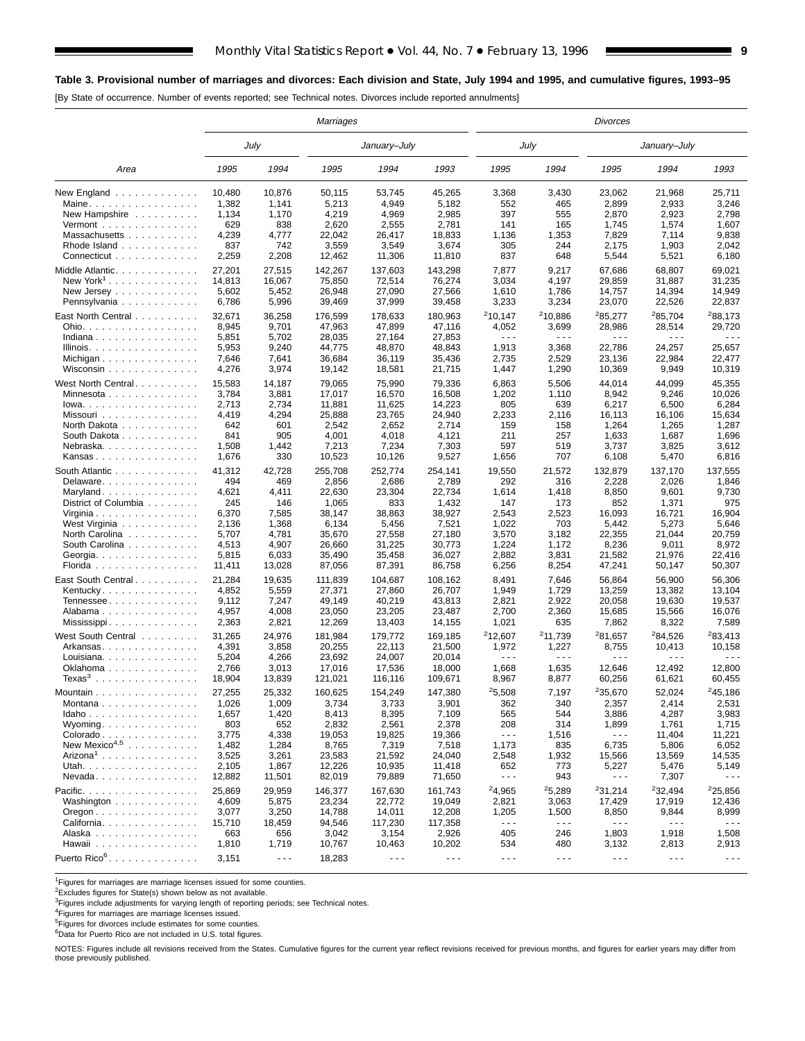**Table 3. Provisional number of marriages and divorces: Each division and State, July 1994 and 1995, and cumulative figures, 1993–95**

[By State of occurrence. Number of events reported; see Technical notes. Divorces include reported annulments]

| Area | Marriages | | | | | Divorces | | | | |
|---|---|---|---|---|---|---|---|---|---|---|
| | July | | January–July | | | July | | January–July | | |
| | 1995 | 1994 | 1995 | 1994 | 1993 | 1995 | 1994 | 1995 | 1994 | 1993 |
| New England | 10,480 | 10,876 | 50,115 | 53,745 | 45,265 | 3,368 | 3,430 | 23,062 | 21,968 | 25,711 |
| Maine | 1,382 | 1,141 | 5,213 | 4,949 | 5,182 | 552 | 465 | 2,899 | 2,933 | 3,246 |
| New Hampshire | 1,134 | 1,170 | 4,219 | 4,969 | 2,985 | 397 | 555 | 2,870 | 2,923 | 2,798 |
| Vermont | 629 | 838 | 2,620 | 2,555 | 2,781 | 141 | 165 | 1,745 | 1,574 | 1,607 |
| Massachusetts | 4,239 | 4,777 | 22,042 | 26,417 | 18,833 | 1,136 | 1,353 | 7,829 | 7,114 | 9,838 |
| Rhode Island | 837 | 742 | 3,559 | 3,549 | 3,674 | 305 | 244 | 2,175 | 1,903 | 2,042 |
| Connecticut | 2,259 | 2,208 | 12,462 | 11,306 | 11,810 | 837 | 648 | 5,544 | 5,521 | 6,180 |
| Middle Atlantic | 27,201 | 27,515 | 142,267 | 137,603 | 143,298 | 7,877 | 9,217 | 67,686 | 68,807 | 69,021 |
| New York[1] | 14,813 | 16,067 | 75,850 | 72,514 | 76,274 | 3,034 | 4,197 | 29,859 | 31,887 | 31,235 |
| New Jersey | 5,602 | 5,452 | 26,948 | 27,090 | 27,566 | 1,610 | 1,786 | 14,757 | 14,394 | 14,949 |
| Pennsylvania | 6,786 | 5,996 | 39,469 | 37,999 | 39,458 | 3,233 | 3,234 | 23,070 | 22,526 | 22,837 |
| East North Central | 32,671 | 36,258 | 176,599 | 178,633 | 180,963 | [2]10,147 | [2]10,886 | [2]85,277 | [2]85,704 | [2]88,173 |
| Ohio | 8,945 | 9,701 | 47,963 | 47,899 | 47,116 | 4,052 | 3,699 | 28,986 | 28,514 | 29,720 |
| Indiana | 5,851 | 5,702 | 28,035 | 27,164 | 27,853 | - - - | - - - | - - - | - - - | - - - |
| Illinois | 5,953 | 9,240 | 44,775 | 48,870 | 48,843 | 1,913 | 3,368 | 22,786 | 24,257 | 25,657 |
| Michigan | 7,646 | 7,641 | 36,684 | 36,119 | 35,436 | 2,735 | 2,529 | 23,136 | 22,984 | 22,477 |
| Wisconsin | 4,276 | 3,974 | 19,142 | 18,581 | 21,715 | 1,447 | 1,290 | 10,369 | 9,949 | 10,319 |
| West North Central | 15,583 | 14,187 | 79,065 | 75,990 | 79,336 | 6,863 | 5,506 | 44,014 | 44,099 | 45,355 |
| Minnesota | 3,784 | 3,881 | 17,017 | 16,570 | 16,508 | 1,202 | 1,110 | 8,942 | 9,246 | 10,026 |
| Iowa | 2,713 | 2,734 | 11,881 | 11,625 | 14,223 | 805 | 639 | 6,217 | 6,500 | 6,284 |
| Missouri | 4,419 | 4,294 | 25,888 | 23,765 | 24,940 | 2,233 | 2,116 | 16,113 | 16,106 | 15,634 |
| North Dakota | 642 | 601 | 2,542 | 2,652 | 2,714 | 159 | 158 | 1,264 | 1,265 | 1,287 |
| South Dakota | 841 | 905 | 4,001 | 4,018 | 4,121 | 211 | 257 | 1,633 | 1,687 | 1,696 |
| Nebraska | 1,508 | 1,442 | 7,213 | 7,234 | 7,303 | 597 | 519 | 3,737 | 3,825 | 3,612 |
| Kansas | 1,676 | 330 | 10,523 | 10,126 | 9,527 | 1,656 | 707 | 6,108 | 5,470 | 6,816 |
| South Atlantic | 41,312 | 42,728 | 255,708 | 252,774 | 254,141 | 19,550 | 21,572 | 132,879 | 137,170 | 137,555 |
| Delaware | 494 | 469 | 2,856 | 2,686 | 2,789 | 292 | 316 | 2,228 | 2,026 | 1,846 |
| Maryland | 4,621 | 4,411 | 22,630 | 23,304 | 22,734 | 1,614 | 1,418 | 8,850 | 9,601 | 9,730 |
| District of Columbia | 245 | 146 | 1,065 | 833 | 1,432 | 147 | 173 | 852 | 1,371 | 975 |
| Virginia | 6,370 | 7,585 | 38,147 | 38,863 | 38,927 | 2,543 | 2,523 | 16,093 | 16,721 | 16,904 |
| West Virginia | 2,136 | 1,368 | 6,134 | 5,456 | 7,521 | 1,022 | 703 | 5,442 | 5,273 | 5,646 |
| North Carolina | 5,707 | 4,781 | 35,670 | 27,558 | 27,180 | 3,570 | 3,182 | 22,355 | 21,044 | 20,759 |
| South Carolina | 4,513 | 4,907 | 26,660 | 31,225 | 30,773 | 1,224 | 1,172 | 8,236 | 9,011 | 8,972 |
| Georgia | 5,815 | 6,033 | 35,490 | 35,458 | 36,027 | 2,882 | 3,831 | 21,582 | 21,976 | 22,416 |
| Florida | 11,411 | 13,028 | 87,056 | 87,391 | 86,758 | 6,256 | 8,254 | 47,241 | 50,147 | 50,307 |
| East South Central | 21,284 | 19,635 | 111,839 | 104,687 | 108,162 | 8,491 | 7,646 | 56,864 | 56,900 | 56,306 |
| Kentucky | 4,852 | 5,559 | 27,371 | 27,860 | 26,707 | 1,949 | 1,729 | 13,259 | 13,382 | 13,104 |
| Tennessee | 9,112 | 7,247 | 49,149 | 40,219 | 43,813 | 2,821 | 2,922 | 20,058 | 19,630 | 19,537 |
| Alabama | 4,957 | 4,008 | 23,050 | 23,205 | 23,487 | 2,700 | 2,360 | 15,685 | 15,566 | 16,076 |
| Mississippi | 2,363 | 2,821 | 12,269 | 13,403 | 14,155 | 1,021 | 635 | 7,862 | 8,322 | 7,589 |
| West South Central | 31,265 | 24,976 | 181,984 | 179,772 | 169,185 | [2]12,607 | [2]11,739 | [2]81,657 | [2]84,526 | [2]83,413 |
| Arkansas | 4,391 | 3,858 | 20,255 | 22,113 | 21,500 | 1,972 | 1,227 | 8,755 | 10,413 | 10,158 |
| Louisiana | 5,204 | 4,266 | 23,692 | 24,007 | 20,014 | - - - | - - - | - - - | - - - | - - - |
| Oklahoma | 2,766 | 3,013 | 17,016 | 17,536 | 18,000 | 1,668 | 1,635 | 12,646 | 12,492 | 12,800 |
| Texas[3] | 18,904 | 13,839 | 121,021 | 116,116 | 109,671 | 8,967 | 8,877 | 60,256 | 61,621 | 60,455 |
| Mountain | 27,255 | 25,332 | 160,625 | 154,249 | 147,380 | [2]5,508 | 7,197 | [2]35,670 | 52,024 | [2]45,186 |
| Montana | 1,026 | 1,009 | 3,734 | 3,733 | 3,901 | 362 | 340 | 2,357 | 2,414 | 2,531 |
| Idaho | 1,657 | 1,420 | 8,413 | 8,395 | 7,109 | 565 | 544 | 3,886 | 4,287 | 3,983 |
| Wyoming | 803 | 652 | 2,832 | 2,561 | 2,378 | 208 | 314 | 1,899 | 1,761 | 1,715 |
| Colorado | 3,775 | 4,338 | 19,053 | 19,825 | 19,366 | - - - | 1,516 | - - - | 11,404 | 11,221 |
| New Mexico[4,5] | 1,482 | 1,284 | 8,765 | 7,319 | 7,518 | 1,173 | 835 | 6,735 | 5,806 | 6,052 |
| Arizona[1] | 3,525 | 3,261 | 23,583 | 21,592 | 24,040 | 2,548 | 1,932 | 15,566 | 13,569 | 14,535 |
| Utah | 2,105 | 1,867 | 12,226 | 10,935 | 11,418 | 652 | 773 | 5,227 | 5,476 | 5,149 |
| Nevada | 12,882 | 11,501 | 82,019 | 79,889 | 71,650 | - - - | 943 | - - - | 7,307 | - - - |
| Pacific | 25,869 | 29,959 | 146,377 | 167,630 | 161,743 | [2]4,965 | [2]5,289 | [2]31,214 | [2]32,494 | [2]25,856 |
| Washington | 4,609 | 5,875 | 23,234 | 22,772 | 19,049 | 2,821 | 3,063 | 17,429 | 17,919 | 12,436 |
| Oregon | 3,077 | 3,250 | 14,788 | 14,011 | 12,208 | 1,205 | 1,500 | 8,850 | 9,844 | 8,999 |
| California | 15,710 | 18,459 | 94,546 | 117,230 | 117,358 | - - - | - - - | - - - | - - - | - - - |
| Alaska | 663 | 656 | 3,042 | 3,154 | 2,926 | 405 | 246 | 1,803 | 1,918 | 1,508 |
| Hawaii | 1,810 | 1,719 | 10,767 | 10,463 | 10,202 | 534 | 480 | 3,132 | 2,813 | 2,913 |
| Puerto Rico[6] | 3,151 | - - - | 18,283 | - - - | - - - | - - - | - - - | - - - | - - - | - - - |

[1]Figures for marriages are marriage licenses issued for some counties.
[2]Excludes figures for State(s) shown below as not available.
[3]Figures include adjustments for varying length of reporting periods; see Technical notes.
[4]Figures for marriages are marriage licenses issued.
[5]Figures for divorces include estimates for some counties.
[6]Data for Puerto Rico are not included in U.S. total figures.

NOTES: Figures include all revisions received from the States. Cumulative figures for the current year reflect revisions received for previous months, and figures for earlier years may differ from those previously published.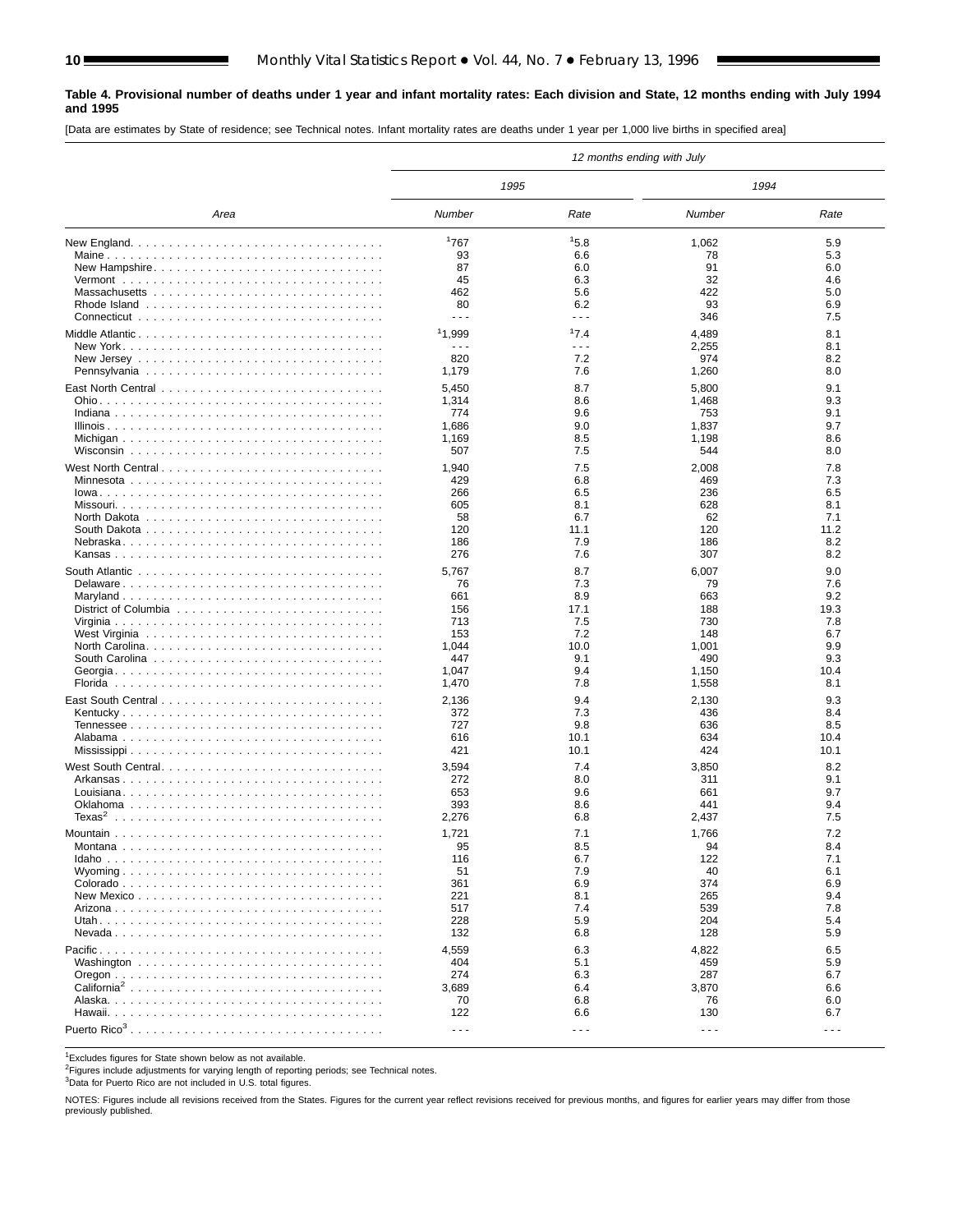**Table 4. Provisional number of deaths under 1 year and infant mortality rates: Each division and State, 12 months ending with July 1994 and 1995**

[Data are estimates by State of residence; see Technical notes. Infant mortality rates are deaths under 1 year per 1,000 live births in specified area]

| Area | 12 months ending with July | | | |
|---|---|---|---|---|
| | 1995 | | 1994 | |
| | Number | Rate | Number | Rate |
| New England | [1]767 | [1]5.8 | 1,062 | 5.9 |
| Maine | 93 | 6.6 | 78 | 5.3 |
| New Hampshire | 87 | 6.0 | 91 | 6.0 |
| Vermont | 45 | 6.3 | 32 | 4.6 |
| Massachusetts | 462 | 5.6 | 422 | 5.0 |
| Rhode Island | 80 | 6.2 | 93 | 6.9 |
| Connecticut | - - - | - - - | 346 | 7.5 |
| Middle Atlantic | [1]1,999 | [1]7.4 | 4,489 | 8.1 |
| New York | - - - | - - - | 2,255 | 8.1 |
| New Jersey | 820 | 7.2 | 974 | 8.2 |
| Pennsylvania | 1,179 | 7.6 | 1,260 | 8.0 |
| East North Central | 5,450 | 8.7 | 5,800 | 9.1 |
| Ohio | 1,314 | 8.6 | 1,468 | 9.3 |
| Indiana | 774 | 9.6 | 753 | 9.1 |
| Illinois | 1,686 | 9.0 | 1,837 | 9.7 |
| Michigan | 1,169 | 8.5 | 1,198 | 8.6 |
| Wisconsin | 507 | 7.5 | 544 | 8.0 |
| West North Central | 1,940 | 7.5 | 2,008 | 7.8 |
| Minnesota | 429 | 6.8 | 469 | 7.3 |
| Iowa | 266 | 6.5 | 236 | 6.5 |
| Missouri | 605 | 8.1 | 628 | 8.1 |
| North Dakota | 58 | 6.7 | 62 | 7.1 |
| South Dakota | 120 | 11.1 | 120 | 11.2 |
| Nebraska | 186 | 7.9 | 186 | 8.2 |
| Kansas | 276 | 7.6 | 307 | 8.2 |
| South Atlantic | 5,767 | 8.7 | 6,007 | 9.0 |
| Delaware | 76 | 7.3 | 79 | 7.6 |
| Maryland | 661 | 8.9 | 663 | 9.2 |
| District of Columbia | 156 | 17.1 | 188 | 19.3 |
| Virginia | 713 | 7.5 | 730 | 7.8 |
| West Virginia | 153 | 7.2 | 148 | 6.7 |
| North Carolina | 1,044 | 10.0 | 1,001 | 9.9 |
| South Carolina | 447 | 9.1 | 490 | 9.3 |
| Georgia | 1,047 | 9.4 | 1,150 | 10.4 |
| Florida | 1,470 | 7.8 | 1,558 | 8.1 |
| East South Central | 2,136 | 9.4 | 2,130 | 9.3 |
| Kentucky | 372 | 7.3 | 436 | 8.4 |
| Tennessee | 727 | 9.8 | 636 | 8.5 |
| Alabama | 616 | 10.1 | 634 | 10.4 |
| Mississippi | 421 | 10.1 | 424 | 10.1 |
| West South Central | 3,594 | 7.4 | 3,850 | 8.2 |
| Arkansas | 272 | 8.0 | 311 | 9.1 |
| Louisiana | 653 | 9.6 | 661 | 9.7 |
| Oklahoma | 393 | 8.6 | 441 | 9.4 |
| Texas[2] | 2,276 | 6.8 | 2,437 | 7.5 |
| Mountain | 1,721 | 7.1 | 1,766 | 7.2 |
| Montana | 95 | 8.5 | 94 | 8.4 |
| Idaho | 116 | 6.7 | 122 | 7.1 |
| Wyoming | 51 | 7.9 | 40 | 6.1 |
| Colorado | 361 | 6.9 | 374 | 6.9 |
| New Mexico | 221 | 8.1 | 265 | 9.4 |
| Arizona | 517 | 7.4 | 539 | 7.8 |
| Utah | 228 | 5.9 | 204 | 5.4 |
| Nevada | 132 | 6.8 | 128 | 5.9 |
| Pacific | 4,559 | 6.3 | 4,822 | 6.5 |
| Washington | 404 | 5.1 | 459 | 5.9 |
| Oregon | 274 | 6.3 | 287 | 6.7 |
| California[2] | 3,689 | 6.4 | 3,870 | 6.6 |
| Alaska | 70 | 6.8 | 76 | 6.0 |
| Hawaii | 122 | 6.6 | 130 | 6.7 |
| Puerto Rico[3] | - - - | - - - | - - - | - - - |

[1]Excludes figures for State shown below as not available.
[2]Figures include adjustments for varying length of reporting periods; see Technical notes.
[3]Data for Puerto Rico are not included in U.S. total figures.

NOTES: Figures include all revisions received from the States. Figures for the current year reflect revisions received for previous months, and figures for earlier years may differ from those previously published.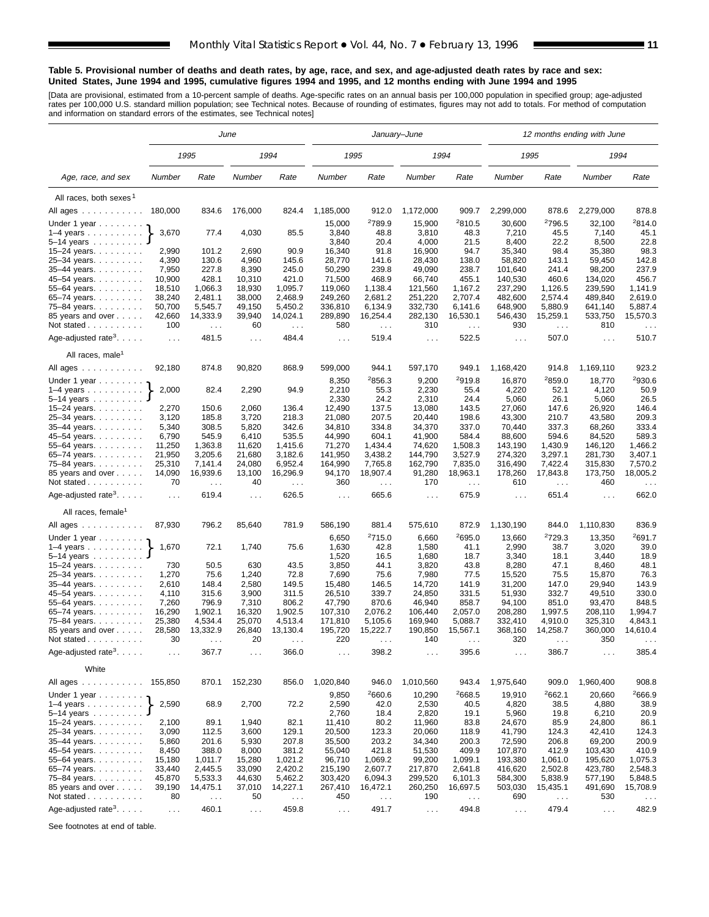**Table 5. Provisional number of deaths and death rates, by age, race, and sex, and age-adjusted death rates by race and sex: United States, June 1994 and 1995, cumulative figures 1994 and 1995, and 12 months ending with June 1994 and 1995**

[Data are provisional, estimated from a 10-percent sample of deaths. Age-specific rates on an annual basis per 100,000 population in specified group; age-adjusted rates per 100,000 U.S. standard million population; see Technical notes. Because of rounding of estimates, figures may not add to totals. For method of computation and information on standard errors of the estimates, see Technical notes]

| Age, race, and sex | June | | | | January–June | | | | 12 months ending with June | | | |
|---|---|---|---|---|---|---|---|---|---|---|---|---|
| | 1995 | | 1994 | | 1995 | | 1994 | | 1995 | | 1994 | |
| | Number | Rate | Number | Rate | Number | Rate | Number | Rate | Number | Rate | Number | Rate |
| **All races, both sexes[1]** | | | | | | | | | | | | |
| All ages | 180,000 | 834.6 | 176,000 | 824.4 | 1,185,000 | 912.0 | 1,172,000 | 909.7 | 2,299,000 | 878.6 | 2,279,000 | 878.8 |
| Under 1 year | 3,670 | 77.4 | 4,030 | 85.5 | 15,000 | [2]789.9 | 15,900 | [2]810.5 | 30,600 | [2]796.5 | 32,100 | [2]814.0 |
| 1–4 years | | | | | 3,840 | 48.8 | 3,810 | 48.3 | 7,210 | 45.5 | 7,140 | 45.1 |
| 5–14 years | | | | | 3,840 | 20.4 | 4,000 | 21.5 | 8,400 | 22.2 | 8,500 | 22.8 |
| 15–24 years | 2,990 | 101.2 | 2,690 | 90.9 | 16,340 | 91.8 | 16,900 | 94.7 | 35,340 | 98.4 | 35,380 | 98.3 |
| 25–34 years | 4,390 | 130.6 | 4,960 | 145.6 | 28,770 | 141.6 | 28,430 | 138.0 | 58,820 | 143.1 | 59,450 | 142.8 |
| 35–44 years | 7,950 | 227.8 | 8,390 | 245.0 | 50,290 | 239.8 | 49,090 | 238.7 | 101,640 | 241.4 | 98,200 | 237.9 |
| 45–54 years | 10,900 | 428.1 | 10,310 | 421.0 | 71,500 | 468.9 | 66,740 | 455.1 | 140,530 | 460.6 | 134,020 | 456.7 |
| 55–64 years | 18,510 | 1,066.3 | 18,930 | 1,095.7 | 119,060 | 1,138.4 | 121,560 | 1,167.2 | 237,290 | 1,126.5 | 239,590 | 1,141.9 |
| 65–74 years | 38,240 | 2,481.1 | 38,000 | 2,468.9 | 249,260 | 2,681.2 | 251,220 | 2,707.4 | 482,600 | 2,574.4 | 489,840 | 2,619.0 |
| 75–84 years | 50,700 | 5,545.7 | 49,150 | 5,450.2 | 336,810 | 6,134.9 | 332,730 | 6,141.6 | 648,900 | 5,880.9 | 641,140 | 5,887.4 |
| 85 years and over | 42,660 | 14,333.9 | 39,940 | 14,024.1 | 289,890 | 16,254.4 | 282,130 | 16,530.1 | 546,430 | 15,259.1 | 533,750 | 15,570.3 |
| Not stated | 100 | . . . | 60 | . . . | 580 | . . . | 310 | . . . | 930 | . . . | 810 | . . . |
| Age-adjusted rate[3] | . . . | 481.5 | . . . | 484.4 | . . . | 519.4 | . . . | 522.5 | . . . | 507.0 | . . . | 510.7 |
| **All races, male[1]** | | | | | | | | | | | | |
| All ages | 92,180 | 874.8 | 90,820 | 868.9 | 599,000 | 944.1 | 597,170 | 949.1 | 1,168,420 | 914.8 | 1,169,110 | 923.2 |
| Under 1 year | 2,000 | 82.4 | 2,290 | 94.9 | 8,350 | [2]856.3 | 9,200 | [2]919.8 | 16,870 | [2]859.0 | 18,770 | [2]930.6 |
| 1–4 years | | | | | 2,210 | 55.3 | 2,230 | 55.4 | 4,220 | 52.1 | 4,120 | 50.9 |
| 5–14 years | | | | | 2,330 | 24.2 | 2,310 | 24.4 | 5,060 | 26.1 | 5,060 | 26.5 |
| 15–24 years | 2,270 | 150.6 | 2,060 | 136.4 | 12,490 | 137.5 | 13,080 | 143.5 | 27,060 | 147.6 | 26,920 | 146.4 |
| 25–34 years | 3,120 | 185.8 | 3,720 | 218.3 | 21,080 | 207.5 | 20,440 | 198.6 | 43,300 | 210.7 | 43,580 | 209.3 |
| 35–44 years | 5,340 | 308.5 | 5,820 | 342.6 | 34,810 | 334.8 | 34,370 | 337.0 | 70,440 | 337.3 | 68,260 | 333.4 |
| 45–54 years | 6,790 | 545.9 | 6,410 | 535.5 | 44,990 | 604.1 | 41,900 | 584.4 | 88,600 | 594.6 | 84,520 | 589.3 |
| 55–64 years | 11,250 | 1,363.8 | 11,620 | 1,415.6 | 71,270 | 1,434.4 | 74,620 | 1,508.3 | 143,190 | 1,430.9 | 146,120 | 1,466.2 |
| 65–74 years | 21,950 | 3,205.6 | 21,680 | 3,182.6 | 141,950 | 3,438.2 | 144,790 | 3,527.9 | 274,320 | 3,297.1 | 281,730 | 3,407.1 |
| 75–84 years | 25,310 | 7,141.4 | 24,080 | 6,952.4 | 164,990 | 7,765.8 | 162,790 | 7,835.0 | 316,490 | 7,422.4 | 315,830 | 7,570.2 |
| 85 years and over | 14,090 | 16,939.6 | 13,100 | 16,296.9 | 94,170 | 18,907.4 | 91,280 | 18,963.1 | 178,260 | 17,843.8 | 173,750 | 18,005.2 |
| Not stated | 70 | . . . | 40 | . . . | 360 | . . . | 170 | . . . | 610 | . . . | 460 | . . . |
| Age-adjusted rate[3] | . . . | 619.4 | . . . | 626.5 | . . . | 665.6 | . . . | 675.9 | . . . | 651.4 | . . . | 662.0 |
| **All races, female[1]** | | | | | | | | | | | | |
| All ages | 87,930 | 796.2 | 85,640 | 781.9 | 586,190 | 881.4 | 575,610 | 872.9 | 1,130,190 | 844.0 | 1,110,830 | 836.9 |
| Under 1 year | 1,670 | 72.1 | 1,740 | 75.6 | 6,650 | [2]715.0 | 6,660 | [2]695.0 | 13,660 | [2]729.3 | 13,350 | [2]691.7 |
| 1–4 years | | | | | 1,630 | 42.8 | 1,580 | 41.1 | 2,990 | 38.7 | 3,020 | 39.0 |
| 5–14 years | | | | | 1,520 | 16.5 | 1,680 | 18.7 | 3,340 | 18.1 | 3,440 | 18.9 |
| 15–24 years | 730 | 50.5 | 630 | 43.5 | 3,850 | 44.1 | 3,820 | 43.8 | 8,280 | 47.1 | 8,460 | 48.1 |
| 25–34 years | 1,270 | 75.6 | 1,240 | 72.8 | 7,690 | 75.6 | 7,980 | 77.5 | 15,520 | 75.5 | 15,870 | 76.3 |
| 35–44 years | 2,610 | 148.4 | 2,580 | 149.5 | 15,480 | 146.5 | 14,720 | 141.9 | 31,200 | 147.0 | 29,940 | 143.9 |
| 45–54 years | 4,110 | 315.6 | 3,900 | 311.5 | 26,510 | 339.7 | 24,850 | 331.5 | 51,930 | 332.7 | 49,510 | 330.0 |
| 55–64 years | 7,260 | 796.9 | 7,310 | 806.2 | 47,790 | 870.6 | 46,940 | 858.7 | 94,100 | 851.0 | 93,470 | 848.5 |
| 65–74 years | 16,290 | 1,902.1 | 16,320 | 1,902.5 | 107,310 | 2,076.2 | 106,440 | 2,057.0 | 208,280 | 1,997.5 | 208,110 | 1,994.7 |
| 75–84 years | 25,380 | 4,534.4 | 25,070 | 4,513.4 | 171,810 | 5,105.6 | 169,940 | 5,088.7 | 332,410 | 4,910.0 | 325,310 | 4,843.1 |
| 85 years and over | 28,580 | 13,332.9 | 26,840 | 13,130.4 | 195,720 | 15,222.7 | 190,850 | 15,567.1 | 368,160 | 14,258.7 | 360,000 | 14,610.4 |
| Not stated | 30 | . . . | 20 | . . . | 220 | . . . | 140 | . . . | 320 | . . . | 350 | . . . |
| Age-adjusted rate[3] | . . . | 367.7 | . . . | 366.0 | . . . | 398.2 | . . . | 395.6 | . . . | 386.7 | . . . | 385.4 |
| **White** | | | | | | | | | | | | |
| All ages | 155,850 | 870.1 | 152,230 | 856.0 | 1,020,840 | 946.0 | 1,010,560 | 943.4 | 1,975,640 | 909.0 | 1,960,400 | 908.8 |
| Under 1 year | 2,590 | 68.9 | 2,700 | 72.2 | 9,850 | [2]660.6 | 10,290 | [2]668.5 | 19,910 | [2]662.1 | 20,660 | [2]666.9 |
| 1–4 years | | | | | 2,590 | 42.0 | 2,530 | 40.5 | 4,820 | 38.5 | 4,880 | 38.9 |
| 5–14 years | | | | | 2,760 | 18.4 | 2,820 | 19.1 | 5,960 | 19.8 | 6,210 | 20.9 |
| 15–24 years | 2,100 | 89.1 | 1,940 | 82.1 | 11,410 | 80.2 | 11,960 | 83.8 | 24,670 | 85.9 | 24,800 | 86.1 |
| 25–34 years | 3,090 | 112.5 | 3,600 | 129.1 | 20,500 | 123.3 | 20,060 | 118.9 | 41,790 | 124.3 | 42,410 | 124.3 |
| 35–44 years | 5,860 | 201.6 | 5,930 | 207.8 | 35,500 | 203.2 | 34,340 | 200.3 | 72,590 | 206.8 | 69,200 | 200.9 |
| 45–54 years | 8,450 | 388.0 | 8,000 | 381.2 | 55,040 | 421.8 | 51,530 | 409.9 | 107,870 | 412.9 | 103,430 | 410.9 |
| 55–64 years | 15,180 | 1,011.7 | 15,280 | 1,021.2 | 96,710 | 1,069.2 | 99,200 | 1,099.1 | 193,380 | 1,061.0 | 195,620 | 1,075.3 |
| 65–74 years | 33,440 | 2,445.5 | 33,090 | 2,420.2 | 215,190 | 2,607.7 | 217,870 | 2,641.8 | 416,620 | 2,502.8 | 423,780 | 2,548.3 |
| 75–84 years | 45,870 | 5,533.3 | 44,630 | 5,462.2 | 303,420 | 6,094.3 | 299,520 | 6,101.3 | 584,300 | 5,838.9 | 577,190 | 5,848.5 |
| 85 years and over | 39,190 | 14,475.1 | 37,010 | 14,227.1 | 267,410 | 16,472.1 | 260,250 | 16,697.5 | 503,030 | 15,435.1 | 491,690 | 15,708.9 |
| Not stated | 80 | . . . | 50 | . . . | 450 | . . . | 190 | . . . | 690 | . . . | 530 | . . . |
| Age-adjusted rate[3] | . . . | 460.1 | . . . | 459.8 | . . . | 491.7 | . . . | 494.8 | . . . | 479.4 | . . . | 482.9 |

Note: For June columns, the figures shown on the "Under 1 year" row cover the combined age group Under 1 year, 1–4 years, and 5–14 years (under 15 years).

See footnotes at end of table.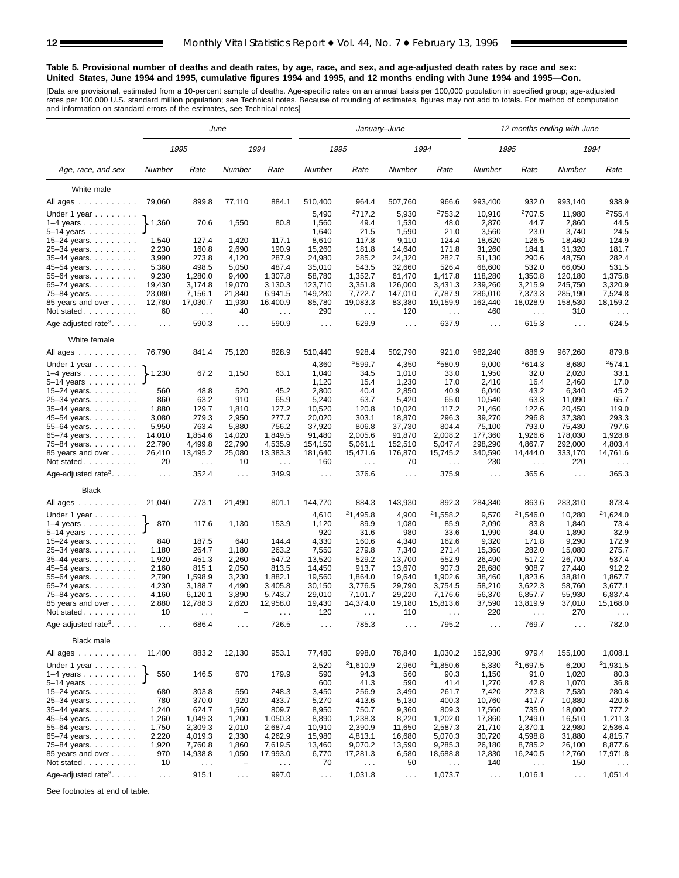**Table 5. Provisional number of deaths and death rates, by age, race, and sex, and age-adjusted death rates by race and sex: United States, June 1994 and 1995, cumulative figures 1994 and 1995, and 12 months ending with June 1994 and 1995—Con.**

[Data are provisional, estimated from a 10-percent sample of deaths. Age-specific rates on an annual basis per 100,000 population in specified group; age-adjusted rates per 100,000 U.S. standard million population; see Technical notes. Because of rounding of estimates, figures may not add to totals. For method of computation and information on standard errors of the estimates, see Technical notes]

| Age, race, and sex | *June* | | | | *January–June* | | | | *12 months ending with June* | | | |
|---|---|---|---|---|---|---|---|---|---|---|---|---|
| | *1995* | | *1994* | | *1995* | | *1994* | | *1995* | | *1994* | |
| | *Number* | *Rate* | *Number* | *Rate* | *Number* | *Rate* | *Number* | *Rate* | *Number* | *Rate* | *Number* | *Rate* |
| White male | | | | | | | | | | | | |
| All ages | 79,060 | 899.8 | 77,110 | 884.1 | 510,400 | 964.4 | 507,760 | 966.6 | 993,400 | 932.0 | 993,140 | 938.9 |
| Under 1 year | 1,360 (Under 1–14 years) | 70.6 | 1,550 | 80.8 | 5,490 | [2]717.2 | 5,930 | [2]753.2 | 10,910 | [2]707.5 | 11,980 | [2]755.4 |
| 1–4 years | | | | | 1,560 | 49.4 | 1,530 | 48.0 | 2,870 | 44.7 | 2,860 | 44.5 |
| 5–14 years | | | | | 1,640 | 21.5 | 1,590 | 21.0 | 3,560 | 23.0 | 3,740 | 24.5 |
| 15–24 years | 1,540 | 127.4 | 1,420 | 117.1 | 8,610 | 117.8 | 9,110 | 124.4 | 18,620 | 126.5 | 18,460 | 124.9 |
| 25–34 years | 2,230 | 160.8 | 2,690 | 190.9 | 15,260 | 181.8 | 14,640 | 171.8 | 31,260 | 184.1 | 31,320 | 181.7 |
| 35–44 years | 3,990 | 273.8 | 4,120 | 287.9 | 24,980 | 285.2 | 24,320 | 282.7 | 51,130 | 290.6 | 48,750 | 282.4 |
| 45–54 years | 5,360 | 498.5 | 5,050 | 487.4 | 35,010 | 543.5 | 32,660 | 526.4 | 68,600 | 532.0 | 66,050 | 531.5 |
| 55–64 years | 9,230 | 1,280.0 | 9,400 | 1,307.8 | 58,780 | 1,352.7 | 61,470 | 1,417.8 | 118,280 | 1,350.8 | 120,180 | 1,375.8 |
| 65–74 years | 19,430 | 3,174.8 | 19,070 | 3,130.3 | 123,710 | 3,351.8 | 126,000 | 3,431.3 | 239,260 | 3,215.9 | 245,750 | 3,320.9 |
| 75–84 years | 23,080 | 7,156.1 | 21,840 | 6,941.5 | 149,280 | 7,722.7 | 147,010 | 7,787.9 | 286,010 | 7,373.3 | 285,190 | 7,524.8 |
| 85 years and over | 12,780 | 17,030.7 | 11,930 | 16,400.9 | 85,780 | 19,083.3 | 83,380 | 19,159.9 | 162,440 | 18,028.9 | 158,530 | 18,159.2 |
| Not stated | 60 | . . . | 40 | . . . | 290 | . . . | 120 | . . . | 460 | . . . | 310 | . . . |
| Age-adjusted rate[3] | . . . | 590.3 | . . . | 590.9 | . . . | 629.9 | . . . | 637.9 | . . . | 615.3 | . . . | 624.5 |
| White female | | | | | | | | | | | | |
| All ages | 76,790 | 841.4 | 75,120 | 828.9 | 510,440 | 928.4 | 502,790 | 921.0 | 982,240 | 886.9 | 967,260 | 879.8 |
| Under 1 year | 1,230 (Under 1–14 years) | 67.2 | 1,150 | 63.1 | 4,360 | [2]599.7 | 4,350 | [2]580.9 | 9,000 | [2]614.3 | 8,680 | [2]574.1 |
| 1–4 years | | | | | 1,040 | 34.5 | 1,010 | 33.0 | 1,950 | 32.0 | 2,020 | 33.1 |
| 5–14 years | | | | | 1,120 | 15.4 | 1,230 | 17.0 | 2,410 | 16.4 | 2,460 | 17.0 |
| 15–24 years | 560 | 48.8 | 520 | 45.2 | 2,800 | 40.4 | 2,850 | 40.9 | 6,040 | 43.2 | 6,340 | 45.2 |
| 25–34 years | 860 | 63.2 | 910 | 65.9 | 5,240 | 63.7 | 5,420 | 65.0 | 10,540 | 63.3 | 11,090 | 65.7 |
| 35–44 years | 1,880 | 129.7 | 1,810 | 127.2 | 10,520 | 120.8 | 10,020 | 117.2 | 21,460 | 122.6 | 20,450 | 119.0 |
| 45–54 years | 3,080 | 279.3 | 2,950 | 277.7 | 20,020 | 303.1 | 18,870 | 296.3 | 39,270 | 296.8 | 37,380 | 293.3 |
| 55–64 years | 5,950 | 763.4 | 5,880 | 756.2 | 37,920 | 806.8 | 37,730 | 804.4 | 75,100 | 793.0 | 75,430 | 797.6 |
| 65–74 years | 14,010 | 1,854.6 | 14,020 | 1,849.5 | 91,480 | 2,005.6 | 91,870 | 2,008.2 | 177,360 | 1,926.6 | 178,030 | 1,928.8 |
| 75–84 years | 22,790 | 4,499.8 | 22,790 | 4,535.9 | 154,150 | 5,061.1 | 152,510 | 5,047.4 | 298,290 | 4,867.7 | 292,000 | 4,803.4 |
| 85 years and over | 26,410 | 13,495.2 | 25,080 | 13,383.3 | 181,640 | 15,471.6 | 176,870 | 15,745.2 | 340,590 | 14,444.0 | 333,170 | 14,761.6 |
| Not stated | 20 | . . . | 10 | . . . | 160 | . . . | 70 | . . . | 230 | . . . | 220 | . . . |
| Age-adjusted rate[3] | . . . | 352.4 | . . . | 349.9 | . . . | 376.6 | . . . | 375.9 | . . . | 365.6 | . . . | 365.3 |
| Black | | | | | | | | | | | | |
| All ages | 21,040 | 773.1 | 21,490 | 801.1 | 144,770 | 884.3 | 143,930 | 892.3 | 284,340 | 863.6 | 283,310 | 873.4 |
| Under 1 year | 870 (Under 1–14 years) | 117.6 | 1,130 | 153.9 | 4,610 | [2]1,495.8 | 4,900 | [2]1,558.2 | 9,570 | [2]1,546.0 | 10,280 | [2]1,624.0 |
| 1–4 years | | | | | 1,120 | 89.9 | 1,080 | 85.9 | 2,090 | 83.8 | 1,840 | 73.4 |
| 5–14 years | | | | | 920 | 31.6 | 980 | 33.6 | 1,990 | 34.0 | 1,890 | 32.9 |
| 15–24 years | 840 | 187.5 | 640 | 144.4 | 4,330 | 160.6 | 4,340 | 162.6 | 9,320 | 171.8 | 9,290 | 172.9 |
| 25–34 years | 1,180 | 264.7 | 1,180 | 263.2 | 7,550 | 279.8 | 7,340 | 271.4 | 15,360 | 282.0 | 15,080 | 275.7 |
| 35–44 years | 1,920 | 451.3 | 2,260 | 547.2 | 13,520 | 529.2 | 13,700 | 552.9 | 26,490 | 517.2 | 26,700 | 537.4 |
| 45–54 years | 2,160 | 815.1 | 2,050 | 813.5 | 14,450 | 913.7 | 13,670 | 907.3 | 28,680 | 908.7 | 27,440 | 912.2 |
| 55–64 years | 2,790 | 1,598.9 | 3,230 | 1,882.1 | 19,560 | 1,864.0 | 19,640 | 1,902.6 | 38,460 | 1,823.6 | 38,810 | 1,867.7 |
| 65–74 years | 4,230 | 3,188.7 | 4,490 | 3,405.8 | 30,150 | 3,776.5 | 29,790 | 3,754.5 | 58,210 | 3,622.3 | 58,760 | 3,677.1 |
| 75–84 years | 4,160 | 6,120.1 | 3,890 | 5,743.7 | 29,010 | 7,101.7 | 29,220 | 7,176.6 | 56,370 | 6,857.7 | 55,930 | 6,837.4 |
| 85 years and over | 2,880 | 12,788.3 | 2,620 | 12,958.0 | 19,430 | 14,374.0 | 19,180 | 15,813.6 | 37,590 | 13,819.9 | 37,010 | 15,168.0 |
| Not stated | 10 | . . . | – | . . . | 120 | . . . | 110 | . . . | 220 | . . . | 270 | . . . |
| Age-adjusted rate[3] | . . . | 686.4 | . . . | 726.5 | . . . | 785.3 | . . . | 795.2 | . . . | 769.7 | . . . | 782.0 |
| Black male | | | | | | | | | | | | |
| All ages | 11,400 | 883.2 | 12,130 | 953.1 | 77,480 | 998.0 | 78,840 | 1,030.2 | 152,930 | 979.4 | 155,100 | 1,008.1 |
| Under 1 year | 550 (Under 1–14 years) | 146.5 | 670 | 179.9 | 2,520 | [2]1,610.9 | 2,960 | [2]1,850.6 | 5,330 | [2]1,697.5 | 6,200 | [2]1,931.5 |
| 1–4 years | | | | | 590 | 94.3 | 560 | 90.3 | 1,150 | 91.0 | 1,020 | 80.3 |
| 5–14 years | | | | | 600 | 41.3 | 590 | 41.4 | 1,270 | 42.8 | 1,070 | 36.8 |
| 15–24 years | 680 | 303.8 | 550 | 248.3 | 3,450 | 256.9 | 3,490 | 261.7 | 7,420 | 273.8 | 7,530 | 280.4 |
| 25–34 years | 780 | 370.0 | 920 | 433.7 | 5,270 | 413.6 | 5,130 | 400.3 | 10,760 | 417.7 | 10,880 | 420.6 |
| 35–44 years | 1,240 | 624.7 | 1,560 | 809.7 | 8,950 | 750.7 | 9,360 | 809.3 | 17,560 | 735.0 | 18,000 | 777.2 |
| 45–54 years | 1,260 | 1,049.3 | 1,200 | 1,050.3 | 8,890 | 1,238.3 | 8,220 | 1,202.0 | 17,860 | 1,249.0 | 16,510 | 1,211.3 |
| 55–64 years | 1,750 | 2,309.3 | 2,010 | 2,687.4 | 10,910 | 2,390.9 | 11,650 | 2,587.3 | 21,710 | 2,370.1 | 22,980 | 2,536.4 |
| 65–74 years | 2,220 | 4,019.3 | 2,330 | 4,262.9 | 15,980 | 4,813.1 | 16,680 | 5,070.3 | 30,720 | 4,598.8 | 31,880 | 4,815.7 |
| 75–84 years | 1,920 | 7,760.8 | 1,860 | 7,619.5 | 13,460 | 9,070.2 | 13,590 | 9,285.3 | 26,180 | 8,785.2 | 26,100 | 8,877.6 |
| 85 years and over | 970 | 14,938.8 | 1,050 | 17,993.0 | 6,770 | 17,281.3 | 6,580 | 18,688.8 | 12,830 | 16,240.5 | 12,760 | 17,971.8 |
| Not stated | 10 | . . . | – | . . . | 70 | . . . | 50 | . . . | 140 | . . . | 150 | . . . |
| Age-adjusted rate[3] | . . . | 915.1 | . . . | 997.0 | . . . | 1,031.8 | . . . | 1,073.7 | . . . | 1,016.1 | . . . | 1,051.4 |

See footnotes at end of table.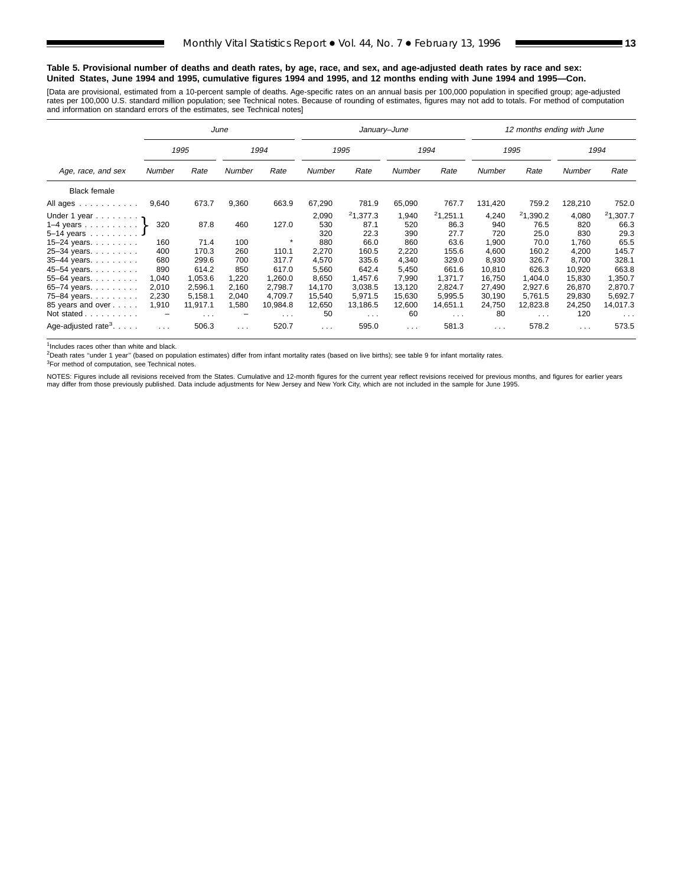**Table 5. Provisional number of deaths and death rates, by age, race, and sex, and age-adjusted death rates by race and sex: United States, June 1994 and 1995, cumulative figures 1994 and 1995, and 12 months ending with June 1994 and 1995—Con.**

[Data are provisional, estimated from a 10-percent sample of deaths. Age-specific rates on an annual basis per 100,000 population in specified group; age-adjusted rates per 100,000 U.S. standard million population; see Technical notes. Because of rounding of estimates, figures may not add to totals. For method of computation and information on standard errors of the estimates, see Technical notes]

| Age, race, and sex | June | | | | January–June | | | | 12 months ending with June | | | |
|---|---|---|---|---|---|---|---|---|---|---|---|---|
| | 1995 | | 1994 | | 1995 | | 1994 | | 1995 | | 1994 | |
| | Number | Rate | Number | Rate | Number | Rate | Number | Rate | Number | Rate | Number | Rate |
| Black female | | | | | | | | | | | | |
| All ages | 9,640 | 673.7 | 9,360 | 663.9 | 67,290 | 781.9 | 65,090 | 767.7 | 131,420 | 759.2 | 128,210 | 752.0 |
| Under 1 year | 320 | 87.8 | 460 | 127.0 | 2,090 | [2]1,377.3 | 1,940 | [2]1,251.1 | 4,240 | [2]1,390.2 | 4,080 | [2]1,307.7 |
| 1–4 years | | | | | 530 | 87.1 | 520 | 86.3 | 940 | 76.5 | 820 | 66.3 |
| 5–14 years | | | | | 320 | 22.3 | 390 | 27.7 | 720 | 25.0 | 830 | 29.3 |
| 15–24 years | 160 | 71.4 | 100 | * | 880 | 66.0 | 860 | 63.6 | 1,900 | 70.0 | 1,760 | 65.5 |
| 25–34 years | 400 | 170.3 | 260 | 110.1 | 2,270 | 160.5 | 2,220 | 155.6 | 4,600 | 160.2 | 4,200 | 145.7 |
| 35–44 years | 680 | 299.6 | 700 | 317.7 | 4,570 | 335.6 | 4,340 | 329.0 | 8,930 | 326.7 | 8,700 | 328.1 |
| 45–54 years | 890 | 614.2 | 850 | 617.0 | 5,560 | 642.4 | 5,450 | 661.6 | 10,810 | 626.3 | 10,920 | 663.8 |
| 55–64 years | 1,040 | 1,053.6 | 1,220 | 1,260.0 | 8,650 | 1,457.6 | 7,990 | 1,371.7 | 16,750 | 1,404.0 | 15,830 | 1,350.7 |
| 65–74 years | 2,010 | 2,596.1 | 2,160 | 2,798.7 | 14,170 | 3,038.5 | 13,120 | 2,824.7 | 27,490 | 2,927.6 | 26,870 | 2,870.7 |
| 75–84 years | 2,230 | 5,158.1 | 2,040 | 4,709.7 | 15,540 | 5,971.5 | 15,630 | 5,995.5 | 30,190 | 5,761.5 | 29,830 | 5,692.7 |
| 85 years and over | 1,910 | 11,917.1 | 1,580 | 10,984.8 | 12,650 | 13,186.5 | 12,600 | 14,651.1 | 24,750 | 12,823.8 | 24,250 | 14,017.3 |
| Not stated | – | . . . | – | . . . | 50 | . . . | 60 | . . . | 80 | . . . | 120 | . . . |
| Age-adjusted rate[3] | . . . | 506.3 | . . . | 520.7 | . . . | 595.0 | . . . | 581.3 | . . . | 578.2 | . . . | 573.5 |

Note: For June 1995 and June 1994, figures for Under 1 year, 1–4 years, and 5–14 years are combined (320 / 87.8 and 460 / 127.0).

[1]Includes races other than white and black.

[2]Death rates "under 1 year" (based on population estimates) differ from infant mortality rates (based on live births); see table 9 for infant mortality rates.

[3]For method of computation, see Technical notes.

NOTES: Figures include all revisions received from the States. Cumulative and 12-month figures for the current year reflect revisions received for previous months, and figures for earlier years may differ from those previously published. Data include adjustments for New Jersey and New York City, which are not included in the sample for June 1995.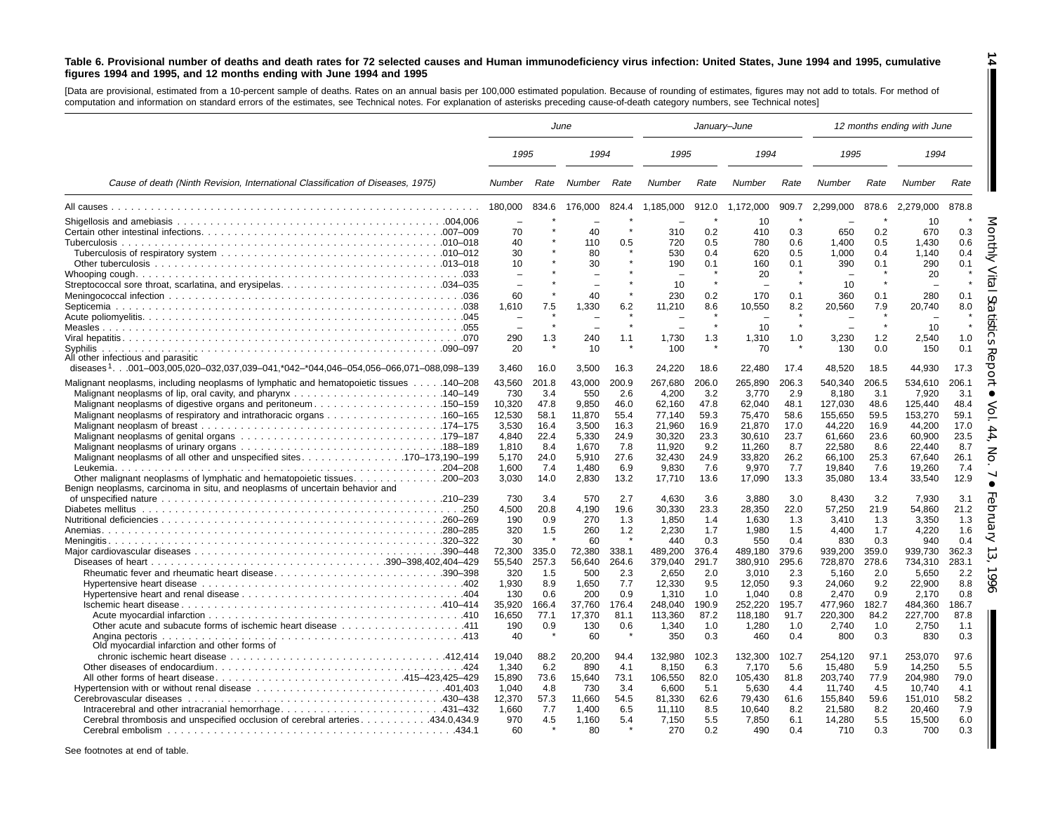**Table 6. Provisional number of deaths and death rates for 72 selected causes and Human immunodeficiency virus infection: United States, June 1994 and 1995, cumulative figures 1994 and 1995, and 12 months ending with June 1994 and 1995**

[Data are provisional, estimated from a 10-percent sample of deaths. Rates on an annual basis per 100,000 estimated population. Because of rounding of estimates, figures may not add to totals. For method of computation and information on standard errors of the estimates, see Technical notes. For explanation of asterisks preceding cause-of-death category numbers, see Technical notes]

| Cause of death (Ninth Revision, International Classification of Diseases, 1975) | June | | | | January–June | | | | 12 months ending with June | | | |
|---|---|---|---|---|---|---|---|---|---|---|---|---|
| | 1995 | | 1994 | | 1995 | | 1994 | | 1995 | | 1994 | |
| | Number | Rate | Number | Rate | Number | Rate | Number | Rate | Number | Rate | Number | Rate |
| All causes | 180,000 | 834.6 | 176,000 | 824.4 | 1,185,000 | 912.0 | 1,172,000 | 909.7 | 2,299,000 | 878.6 | 2,279,000 | 878.8 |
| Shigellosis and amebiasis .004,006 | – | * | – | * | – | * | 10 | * | – | * | 10 | * |
| Certain other intestinal infections .007–009 | 70 | * | 40 | * | 310 | 0.2 | 410 | 0.3 | 650 | 0.2 | 670 | 0.3 |
| Tuberculosis .010–018 | 40 | * | 110 | 0.5 | 720 | 0.5 | 780 | 0.6 | 1,400 | 0.5 | 1,430 | 0.6 |
| Tuberculosis of respiratory system .010–012 | 30 | * | 80 | * | 530 | 0.4 | 620 | 0.5 | 1,000 | 0.4 | 1,140 | 0.4 |
| Other tuberculosis .013–018 | 10 | * | 30 | * | 190 | 0.1 | 160 | 0.1 | 390 | 0.1 | 290 | 0.1 |
| Whooping cough .033 | – | * | – | * | – | * | 20 | * | – | * | 20 | * |
| Streptococcal sore throat, scarlatina, and erysipelas .034–035 | – | * | – | * | 10 | * | – | * | 10 | * | – | * |
| Meningococcal infection .036 | 60 | * | 40 | * | 230 | 0.2 | 170 | 0.1 | 360 | 0.1 | 280 | 0.1 |
| Septicemia .038 | 1,610 | 7.5 | 1,330 | 6.2 | 11,210 | 8.6 | 10,550 | 8.2 | 20,560 | 7.9 | 20,740 | 8.0 |
| Acute poliomyelitis .045 | – | * | – | * | – | * | – | * | – | * | – | * |
| Measles .055 | – | * | – | * | – | * | 10 | * | – | * | 10 | * |
| Viral hepatitis .070 | 290 | 1.3 | 240 | 1.1 | 1,730 | 1.3 | 1,310 | 1.0 | 3,230 | 1.2 | 2,540 | 1.0 |
| Syphilis .090–097 | 20 | * | 10 | * | 100 | * | 70 | * | 130 | 0.0 | 150 | 0.1 |
| All other infectious and parasitic diseases[1] .001–003,005,020–032,037,039–041,*042–*044,046–054,056–066,071–088,098–139 | 3,460 | 16.0 | 3,500 | 16.3 | 24,220 | 18.6 | 22,480 | 17.4 | 48,520 | 18.5 | 44,930 | 17.3 |
| Malignant neoplasms, including neoplasms of lymphatic and hematopoietic tissues .140–208 | 43,560 | 201.8 | 43,000 | 200.9 | 267,680 | 206.0 | 265,890 | 206.3 | 540,340 | 206.5 | 534,610 | 206.1 |
| Malignant neoplasms of lip, oral cavity, and pharynx .140–149 | 730 | 3.4 | 550 | 2.6 | 4,200 | 3.2 | 3,770 | 2.9 | 8,180 | 3.1 | 7,920 | 3.1 |
| Malignant neoplasms of digestive organs and peritoneum .150–159 | 10,320 | 47.8 | 9,850 | 46.0 | 62,160 | 47.8 | 62,040 | 48.1 | 127,030 | 48.6 | 125,440 | 48.4 |
| Malignant neoplasms of respiratory and intrathoracic organs .160–165 | 12,530 | 58.1 | 11,870 | 55.4 | 77,140 | 59.3 | 75,470 | 58.6 | 155,650 | 59.5 | 153,270 | 59.1 |
| Malignant neoplasm of breast .174–175 | 3,530 | 16.4 | 3,500 | 16.3 | 21,960 | 16.9 | 21,870 | 17.0 | 44,220 | 16.9 | 44,200 | 17.0 |
| Malignant neoplasms of genital organs .179–187 | 4,840 | 22.4 | 5,330 | 24.9 | 30,320 | 23.3 | 30,610 | 23.7 | 61,660 | 23.6 | 60,900 | 23.5 |
| Malignant neoplasms of urinary organs .188–189 | 1,810 | 8.4 | 1,670 | 7.8 | 11,920 | 9.2 | 11,260 | 8.7 | 22,580 | 8.6 | 22,440 | 8.7 |
| Malignant neoplasms of all other and unspecified sites .170–173,190–199 | 5,170 | 24.0 | 5,910 | 27.6 | 32,430 | 24.9 | 33,820 | 26.2 | 66,100 | 25.3 | 67,640 | 26.1 |
| Leukemia .204–208 | 1,600 | 7.4 | 1,480 | 6.9 | 9,830 | 7.6 | 9,970 | 7.7 | 19,840 | 7.6 | 19,260 | 7.4 |
| Other malignant neoplasms of lymphatic and hematopoietic tissues .200–203 | 3,030 | 14.0 | 2,830 | 13.2 | 17,710 | 13.6 | 17,090 | 13.3 | 35,080 | 13.4 | 33,540 | 12.9 |
| Benign neoplasms, carcinoma in situ, and neoplasms of uncertain behavior and of unspecified nature .210–239 | 730 | 3.4 | 570 | 2.7 | 4,630 | 3.6 | 3,880 | 3.0 | 8,430 | 3.2 | 7,930 | 3.1 |
| Diabetes mellitus .250 | 4,500 | 20.8 | 4,190 | 19.6 | 30,330 | 23.3 | 28,350 | 22.0 | 57,250 | 21.9 | 54,860 | 21.2 |
| Nutritional deficiencies .260–269 | 190 | 0.9 | 270 | 1.3 | 1,850 | 1.4 | 1,630 | 1.3 | 3,410 | 1.3 | 3,350 | 1.3 |
| Anemias .280–285 | 320 | 1.5 | 260 | 1.2 | 2,230 | 1.7 | 1,980 | 1.5 | 4,400 | 1.7 | 4,220 | 1.6 |
| Meningitis .320–322 | 30 | * | 60 | * | 440 | 0.3 | 550 | 0.4 | 830 | 0.3 | 940 | 0.4 |
| Major cardiovascular diseases .390–448 | 72,300 | 335.0 | 72,380 | 338.1 | 489,200 | 376.4 | 489,180 | 379.6 | 939,200 | 359.0 | 939,730 | 362.3 |
| Diseases of heart .390–398,402,404–429 | 55,540 | 257.3 | 56,640 | 264.6 | 379,040 | 291.7 | 380,910 | 295.6 | 728,870 | 278.6 | 734,310 | 283.1 |
| Rheumatic fever and rheumatic heart disease .390–398 | 320 | 1.5 | 500 | 2.3 | 2,650 | 2.0 | 3,010 | 2.3 | 5,160 | 2.0 | 5,650 | 2.2 |
| Hypertensive heart disease .402 | 1,930 | 8.9 | 1,650 | 7.7 | 12,330 | 9.5 | 12,050 | 9.3 | 24,060 | 9.2 | 22,900 | 8.8 |
| Hypertensive heart and renal disease .404 | 130 | 0.6 | 200 | 0.9 | 1,310 | 1.0 | 1,040 | 0.8 | 2,470 | 0.9 | 2,170 | 0.8 |
| Ischemic heart disease .410–414 | 35,920 | 166.4 | 37,760 | 176.4 | 248,040 | 190.9 | 252,220 | 195.7 | 477,960 | 182.7 | 484,360 | 186.7 |
| Acute myocardial infarction .410 | 16,650 | 77.1 | 17,370 | 81.1 | 113,360 | 87.2 | 118,180 | 91.7 | 220,300 | 84.2 | 227,700 | 87.8 |
| Other acute and subacute forms of ischemic heart disease .411 | 190 | 0.9 | 130 | 0.6 | 1,340 | 1.0 | 1,280 | 1.0 | 2,740 | 1.0 | 2,750 | 1.1 |
| Angina pectoris .413 | 40 | * | 60 | * | 350 | 0.3 | 460 | 0.4 | 800 | 0.3 | 830 | 0.3 |
| Old myocardial infarction and other forms of chronic ischemic heart disease .412,414 | 19,040 | 88.2 | 20,200 | 94.4 | 132,980 | 102.3 | 132,300 | 102.7 | 254,120 | 97.1 | 253,070 | 97.6 |
| Other diseases of endocardium .424 | 1,340 | 6.2 | 890 | 4.1 | 8,150 | 6.3 | 7,170 | 5.6 | 15,480 | 5.9 | 14,250 | 5.5 |
| All other forms of heart disease .415–423,425–429 | 15,890 | 73.6 | 15,640 | 73.1 | 106,550 | 82.0 | 105,430 | 81.8 | 203,740 | 77.9 | 204,980 | 79.0 |
| Hypertension with or without renal disease .401,403 | 1,040 | 4.8 | 730 | 3.4 | 6,600 | 5.1 | 5,630 | 4.4 | 11,740 | 4.5 | 10,740 | 4.1 |
| Cerebrovascular diseases .430–438 | 12,370 | 57.3 | 11,660 | 54.5 | 81,330 | 62.6 | 79,430 | 61.6 | 155,840 | 59.6 | 151,010 | 58.2 |
| Intracerebral and other intracranial hemorrhage .431–432 | 1,660 | 7.7 | 1,400 | 6.5 | 11,110 | 8.5 | 10,640 | 8.2 | 21,580 | 8.2 | 20,460 | 7.9 |
| Cerebral thrombosis and unspecified occlusion of cerebral arteries .434.0,434.9 | 970 | 4.5 | 1,160 | 5.4 | 7,150 | 5.5 | 7,850 | 6.1 | 14,280 | 5.5 | 15,500 | 6.0 |
| Cerebral embolism .434.1 | 60 | * | 80 | * | 270 | 0.2 | 490 | 0.4 | 710 | 0.3 | 700 | 0.3 |

See footnotes at end of table.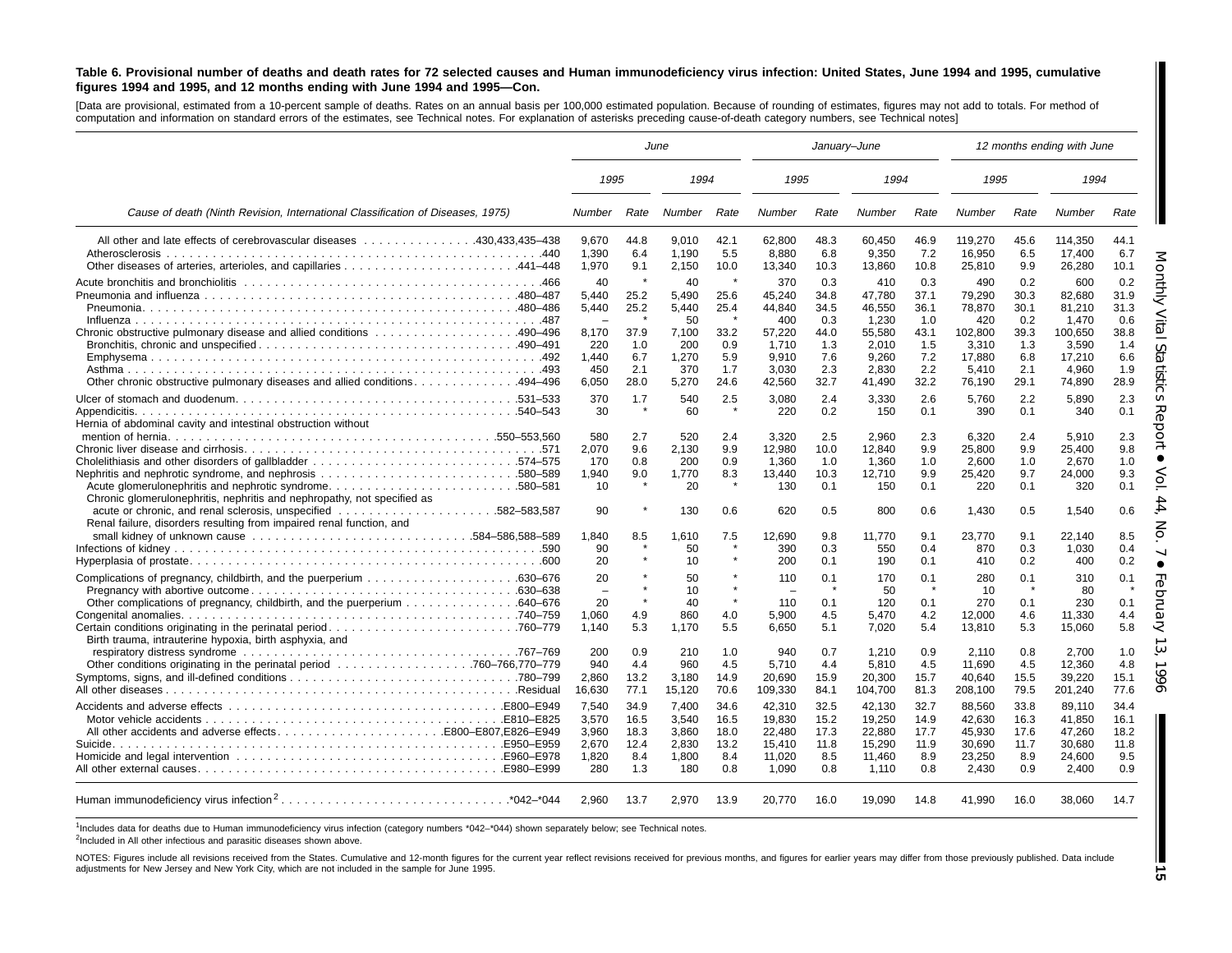**Table 6. Provisional number of deaths and death rates for 72 selected causes and Human immunodeficiency virus infection: United States, June 1994 and 1995, cumulative figures 1994 and 1995, and 12 months ending with June 1994 and 1995—Con.**

[Data are provisional, estimated from a 10-percent sample of deaths. Rates on an annual basis per 100,000 estimated population. Because of rounding of estimates, figures may not add to totals. For method of computation and information on standard errors of the estimates, see Technical notes. For explanation of asterisks preceding cause-of-death category numbers, see Technical notes]

| Cause of death (Ninth Revision, International Classification of Diseases, 1975) | June | | | | January–June | | | | 12 months ending with June | | | |
|---|---|---|---|---|---|---|---|---|---|---|---|---|
| | 1995 | | 1994 | | 1995 | | 1994 | | 1995 | | 1994 | |
| | Number | Rate | Number | Rate | Number | Rate | Number | Rate | Number | Rate | Number | Rate |
| All other and late effects of cerebrovascular diseases .430,433,435–438 | 9,670 | 44.8 | 9,010 | 42.1 | 62,800 | 48.3 | 60,450 | 46.9 | 119,270 | 45.6 | 114,350 | 44.1 |
| Atherosclerosis .440 | 1,390 | 6.4 | 1,190 | 5.5 | 8,880 | 6.8 | 9,350 | 7.2 | 16,950 | 6.5 | 17,400 | 6.7 |
| Other diseases of arteries, arterioles, and capillaries .441–448 | 1,970 | 9.1 | 2,150 | 10.0 | 13,340 | 10.3 | 13,860 | 10.8 | 25,810 | 9.9 | 26,280 | 10.1 |
| Acute bronchitis and bronchiolitis .466 | 40 | * | 40 | * | 370 | 0.3 | 410 | 0.3 | 490 | 0.2 | 600 | 0.2 |
| Pneumonia and influenza .480–487 | 5,440 | 25.2 | 5,490 | 25.6 | 45,240 | 34.8 | 47,780 | 37.1 | 79,290 | 30.3 | 82,680 | 31.9 |
| Pneumonia .480–486 | 5,440 | 25.2 | 5,440 | 25.4 | 44,840 | 34.5 | 46,550 | 36.1 | 78,870 | 30.1 | 81,210 | 31.3 |
| Influenza .487 | – | * | 50 | * | 400 | 0.3 | 1,230 | 1.0 | 420 | 0.2 | 1,470 | 0.6 |
| Chronic obstructive pulmonary disease and allied conditions .490–496 | 8,170 | 37.9 | 7,100 | 33.2 | 57,220 | 44.0 | 55,580 | 43.1 | 102,800 | 39.3 | 100,650 | 38.8 |
| Bronchitis, chronic and unspecified .490–491 | 220 | 1.0 | 200 | 0.9 | 1,710 | 1.3 | 2,010 | 1.5 | 3,310 | 1.3 | 3,590 | 1.4 |
| Emphysema .492 | 1,440 | 6.7 | 1,270 | 5.9 | 9,910 | 7.6 | 9,260 | 7.2 | 17,880 | 6.8 | 17,210 | 6.6 |
| Asthma .493 | 450 | 2.1 | 370 | 1.7 | 3,030 | 2.3 | 2,830 | 2.2 | 5,410 | 2.1 | 4,960 | 1.9 |
| Other chronic obstructive pulmonary diseases and allied conditions .494–496 | 6,050 | 28.0 | 5,270 | 24.6 | 42,560 | 32.7 | 41,490 | 32.2 | 76,190 | 29.1 | 74,890 | 28.9 |
| Ulcer of stomach and duodenum .531–533 | 370 | 1.7 | 540 | 2.5 | 3,080 | 2.4 | 3,330 | 2.6 | 5,760 | 2.2 | 5,890 | 2.3 |
| Appendicitis .540–543 | 30 | * | 60 | * | 220 | 0.2 | 150 | 0.1 | 390 | 0.1 | 340 | 0.1 |
| Hernia of abdominal cavity and intestinal obstruction without mention of hernia .550–553,560 | 580 | 2.7 | 520 | 2.4 | 3,320 | 2.5 | 2,960 | 2.3 | 6,320 | 2.4 | 5,910 | 2.3 |
| Chronic liver disease and cirrhosis .571 | 2,070 | 9.6 | 2,130 | 9.9 | 12,980 | 10.0 | 12,840 | 9.9 | 25,800 | 9.9 | 25,400 | 9.8 |
| Cholelithiasis and other disorders of gallbladder .574–575 | 170 | 0.8 | 200 | 0.9 | 1,360 | 1.0 | 1,360 | 1.0 | 2,600 | 1.0 | 2,670 | 1.0 |
| Nephritis and nephrotic syndrome, and nephrosis .580–589 | 1,940 | 9.0 | 1,770 | 8.3 | 13,440 | 10.3 | 12,710 | 9.9 | 25,420 | 9.7 | 24,000 | 9.3 |
| Acute glomerulonephritis and nephrotic syndrome .580–581 | 10 | * | 20 | * | 130 | 0.1 | 150 | 0.1 | 220 | 0.1 | 320 | 0.1 |
| Chronic glomerulonephritis, nephritis and nephropathy, not specified as acute or chronic, and renal sclerosis, unspecified .582–583,587 | 90 | * | 130 | 0.6 | 620 | 0.5 | 800 | 0.6 | 1,430 | 0.5 | 1,540 | 0.6 |
| Renal failure, disorders resulting from impaired renal function, and small kidney of unknown cause .584–586,588–589 | 1,840 | 8.5 | 1,610 | 7.5 | 12,690 | 9.8 | 11,770 | 9.1 | 23,770 | 9.1 | 22,140 | 8.5 |
| Infections of kidney .590 | 90 | * | 50 | * | 390 | 0.3 | 550 | 0.4 | 870 | 0.3 | 1,030 | 0.4 |
| Hyperplasia of prostate .600 | 20 | * | 10 | * | 200 | 0.1 | 190 | 0.1 | 410 | 0.2 | 400 | 0.2 |
| Complications of pregnancy, childbirth, and the puerperium .630–676 | 20 | * | 50 | * | 110 | 0.1 | 170 | 0.1 | 280 | 0.1 | 310 | 0.1 |
| Pregnancy with abortive outcome .630–638 | – | * | 10 | * | – | * | 50 | * | 10 | * | 80 | * |
| Other complications of pregnancy, childbirth, and the puerperium .640–676 | 20 | * | 40 | * | 110 | 0.1 | 120 | 0.1 | 270 | 0.1 | 230 | 0.1 |
| Congenital anomalies .740–759 | 1,060 | 4.9 | 860 | 4.0 | 5,900 | 4.5 | 5,470 | 4.2 | 12,000 | 4.6 | 11,330 | 4.4 |
| Certain conditions originating in the perinatal period .760–779 | 1,140 | 5.3 | 1,170 | 5.5 | 6,650 | 5.1 | 7,020 | 5.4 | 13,810 | 5.3 | 15,060 | 5.8 |
| Birth trauma, intrauterine hypoxia, birth asphyxia, and respiratory distress syndrome .767–769 | 200 | 0.9 | 210 | 1.0 | 940 | 0.7 | 1,210 | 0.9 | 2,110 | 0.8 | 2,700 | 1.0 |
| Other conditions originating in the perinatal period .760–766,770–779 | 940 | 4.4 | 960 | 4.5 | 5,710 | 4.4 | 5,810 | 4.5 | 11,690 | 4.5 | 12,360 | 4.8 |
| Symptoms, signs, and ill-defined conditions .780–799 | 2,860 | 13.2 | 3,180 | 14.9 | 20,690 | 15.9 | 20,300 | 15.7 | 40,640 | 15.5 | 39,220 | 15.1 |
| All other diseases .Residual | 16,630 | 77.1 | 15,120 | 70.6 | 109,330 | 84.1 | 104,700 | 81.3 | 208,100 | 79.5 | 201,240 | 77.6 |
| Accidents and adverse effects .E800–E949 | 7,540 | 34.9 | 7,400 | 34.6 | 42,310 | 32.5 | 42,130 | 32.7 | 88,560 | 33.8 | 89,110 | 34.4 |
| Motor vehicle accidents .E810–E825 | 3,570 | 16.5 | 3,540 | 16.5 | 19,830 | 15.2 | 19,250 | 14.9 | 42,630 | 16.3 | 41,850 | 16.1 |
| All other accidents and adverse effects .E800–E807,E826–E949 | 3,960 | 18.3 | 3,860 | 18.0 | 22,480 | 17.3 | 22,880 | 17.7 | 45,930 | 17.6 | 47,260 | 18.2 |
| Suicide .E950–E959 | 2,670 | 12.4 | 2,830 | 13.2 | 15,410 | 11.8 | 15,290 | 11.9 | 30,690 | 11.7 | 30,680 | 11.8 |
| Homicide and legal intervention .E960–E978 | 1,820 | 8.4 | 1,800 | 8.4 | 11,020 | 8.5 | 11,460 | 8.9 | 23,250 | 8.9 | 24,600 | 9.5 |
| All other external causes .E980–E999 | 280 | 1.3 | 180 | 0.8 | 1,090 | 0.8 | 1,110 | 0.8 | 2,430 | 0.9 | 2,400 | 0.9 |
| Human immunodeficiency virus infection[2] .*042–*044 | 2,960 | 13.7 | 2,970 | 13.9 | 20,770 | 16.0 | 19,090 | 14.8 | 41,990 | 16.0 | 38,060 | 14.7 |

[1]Includes data for deaths due to Human immunodeficiency virus infection (category numbers *042–*044) shown separately below; see Technical notes.

[2]Included in All other infectious and parasitic diseases shown above.

NOTES: Figures include all revisions received from the States. Cumulative and 12-month figures for the current year reflect revisions received for previous months, and figures for earlier years may differ from those previously published. Data include adjustments for New Jersey and New York City, which are not included in the sample for June 1995.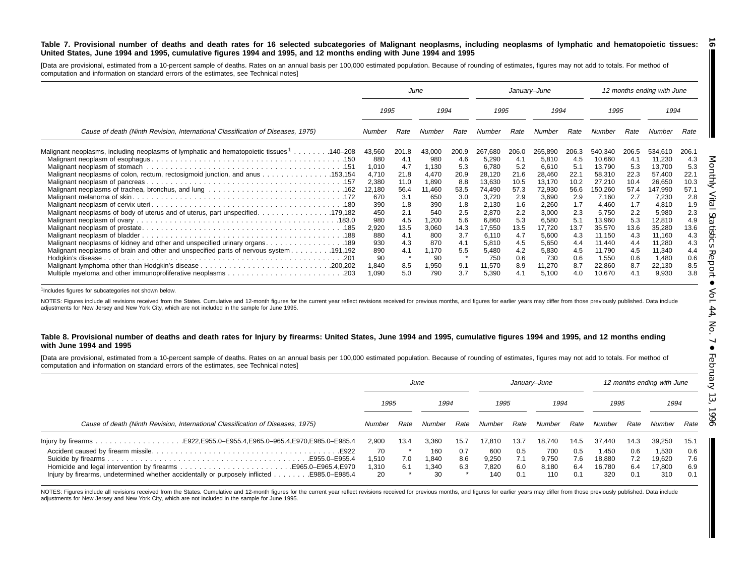**Table 7. Provisional number of deaths and death rates for 16 selected subcategories of Malignant neoplasms, including neoplasms of lymphatic and hematopoietic tissues: United States, June 1994 and 1995, cumulative figures 1994 and 1995, and 12 months ending with June 1994 and 1995**

[Data are provisional, estimated from a 10-percent sample of deaths. Rates on an annual basis per 100,000 estimated population. Because of rounding of estimates, figures may not add to totals. For method of computation and information on standard errors of the estimates, see Technical notes]

| Cause of death (Ninth Revision, International Classification of Diseases, 1975) | June | | | | January–June | | | | 12 months ending with June | | | |
|---|---|---|---|---|---|---|---|---|---|---|---|---|
| | 1995 | | 1994 | | 1995 | | 1994 | | 1995 | | 1994 | |
| | Number | Rate | Number | Rate | Number | Rate | Number | Rate | Number | Rate | Number | Rate |
| Malignant neoplasms, including neoplasms of lymphatic and hematopoietic tissues[1] . . . . . . . .140–208 | 43,560 | 201.8 | 43,000 | 200.9 | 267,680 | 206.0 | 265,890 | 206.3 | 540,340 | 206.5 | 534,610 | 206.1 |
| Malignant neoplasm of esophagus . . . . .150 | 880 | 4.1 | 980 | 4.6 | 5,290 | 4.1 | 5,810 | 4.5 | 10,660 | 4.1 | 11,230 | 4.3 |
| Malignant neoplasm of stomach . . . . .151 | 1,010 | 4.7 | 1,130 | 5.3 | 6,780 | 5.2 | 6,610 | 5.1 | 13,790 | 5.3 | 13,700 | 5.3 |
| Malignant neoplasms of colon, rectum, rectosigmoid junction, and anus . . . . .153,154 | 4,710 | 21.8 | 4,470 | 20.9 | 28,120 | 21.6 | 28,460 | 22.1 | 58,310 | 22.3 | 57,400 | 22.1 |
| Malignant neoplasm of pancreas . . . . .157 | 2,380 | 11.0 | 1,890 | 8.8 | 13,630 | 10.5 | 13,170 | 10.2 | 27,210 | 10.4 | 26,650 | 10.3 |
| Malignant neoplasms of trachea, bronchus, and lung . . . . .162 | 12,180 | 56.4 | 11,460 | 53.5 | 74,490 | 57.3 | 72,930 | 56.6 | 150,260 | 57.4 | 147,990 | 57.1 |
| Malignant melanoma of skin . . . . .172 | 670 | 3.1 | 650 | 3.0 | 3,720 | 2.9 | 3,690 | 2.9 | 7,160 | 2.7 | 7,230 | 2.8 |
| Malignant neoplasm of cervix uteri . . . . .180 | 390 | 1.8 | 390 | 1.8 | 2,130 | 1.6 | 2,260 | 1.7 | 4,460 | 1.7 | 4,810 | 1.9 |
| Malignant neoplasms of body of uterus and of uterus, part unspecified. . . . . .179,182 | 450 | 2.1 | 540 | 2.5 | 2,870 | 2.2 | 3,000 | 2.3 | 5,750 | 2.2 | 5,980 | 2.3 |
| Malignant neoplasm of ovary . . . . .183.0 | 980 | 4.5 | 1,200 | 5.6 | 6,860 | 5.3 | 6,580 | 5.1 | 13,960 | 5.3 | 12,810 | 4.9 |
| Malignant neoplasm of prostate. . . . . .185 | 2,920 | 13.5 | 3,060 | 14.3 | 17,550 | 13.5 | 17,720 | 13.7 | 35,570 | 13.6 | 35,280 | 13.6 |
| Malignant neoplasm of bladder . . . . .188 | 880 | 4.1 | 800 | 3.7 | 6,110 | 4.7 | 5,600 | 4.3 | 11,150 | 4.3 | 11,160 | 4.3 |
| Malignant neoplasms of kidney and other and unspecified urinary organs. . . . . .189 | 930 | 4.3 | 870 | 4.1 | 5,810 | 4.5 | 5,650 | 4.4 | 11,440 | 4.4 | 11,280 | 4.3 |
| Malignant neoplasms of brain and other and unspecified parts of nervous system . . . . .191,192 | 890 | 4.1 | 1,170 | 5.5 | 5,480 | 4.2 | 5,830 | 4.5 | 11,790 | 4.5 | 11,340 | 4.4 |
| Hodgkin's disease . . . . .201 | 90 | * | 90 | * | 750 | 0.6 | 730 | 0.6 | 1,550 | 0.6 | 1,480 | 0.6 |
| Malignant lymphoma other than Hodgkin's disease . . . . .200,202 | 1,840 | 8.5 | 1,950 | 9.1 | 11,570 | 8.9 | 11,270 | 8.7 | 22,860 | 8.7 | 22,130 | 8.5 |
| Multiple myeloma and other immunoproliferative neoplasms . . . . .203 | 1,090 | 5.0 | 790 | 3.7 | 5,390 | 4.1 | 5,100 | 4.0 | 10,670 | 4.1 | 9,930 | 3.8 |

[1]Includes figures for subcategories not shown below.

NOTES: Figures include all revisions received from the States. Cumulative and 12-month figures for the current year reflect revisions received for previous months, and figures for earlier years may differ from those previously published. Data include adjustments for New Jersey and New York City, which are not included in the sample for June 1995.

**Table 8. Provisional number of deaths and death rates for Injury by firearms: United States, June 1994 and 1995, cumulative figures 1994 and 1995, and 12 months ending with June 1994 and 1995**

[Data are provisional, estimated from a 10-percent sample of deaths. Rates on an annual basis per 100,000 estimated population. Because of rounding of estimates, figures may not add to totals. For method of computation and information on standard errors of the estimates, see Technical notes]

| Cause of death (Ninth Revision, International Classification of Diseases, 1975) | June | | | | January–June | | | | 12 months ending with June | | | |
|---|---|---|---|---|---|---|---|---|---|---|---|---|
| | 1995 | | 1994 | | 1995 | | 1994 | | 1995 | | 1994 | |
| | Number | Rate | Number | Rate | Number | Rate | Number | Rate | Number | Rate | Number | Rate |
| Injury by firearms . . . . .E922,E955.0–E955.4,E965.0–965.4,E970,E985.0–E985.4 | 2,900 | 13.4 | 3,360 | 15.7 | 17,810 | 13.7 | 18,740 | 14.5 | 37,440 | 14.3 | 39,250 | 15.1 |
| Accident caused by firearm missile. . . . . .E922 | 70 | * | 160 | 0.7 | 600 | 0.5 | 700 | 0.5 | 1,450 | 0.6 | 1,530 | 0.6 |
| Suicide by firearms . . . . .E955.0–E955.4 | 1,510 | 7.0 | 1,840 | 8.6 | 9,250 | 7.1 | 9,750 | 7.6 | 18,880 | 7.2 | 19,620 | 7.6 |
| Homicide and legal intervention by firearms . . . . .E965.0–E965.4,E970 | 1,310 | 6.1 | 1,340 | 6.3 | 7,820 | 6.0 | 8,180 | 6.4 | 16,780 | 6.4 | 17,800 | 6.9 |
| Injury by firearms, undetermined whether accidentally or purposely inflicted . . . . .E985.0–E985.4 | 20 | * | 30 | * | 140 | 0.1 | 110 | 0.1 | 320 | 0.1 | 310 | 0.1 |

NOTES: Figures include all revisions received from the States. Cumulative and 12-month figures for the current year reflect revisions received for previous months, and figures for earlier years may differ from those previously published. Data include adjustments for New Jersey and New York City, which are not included in the sample for June 1995.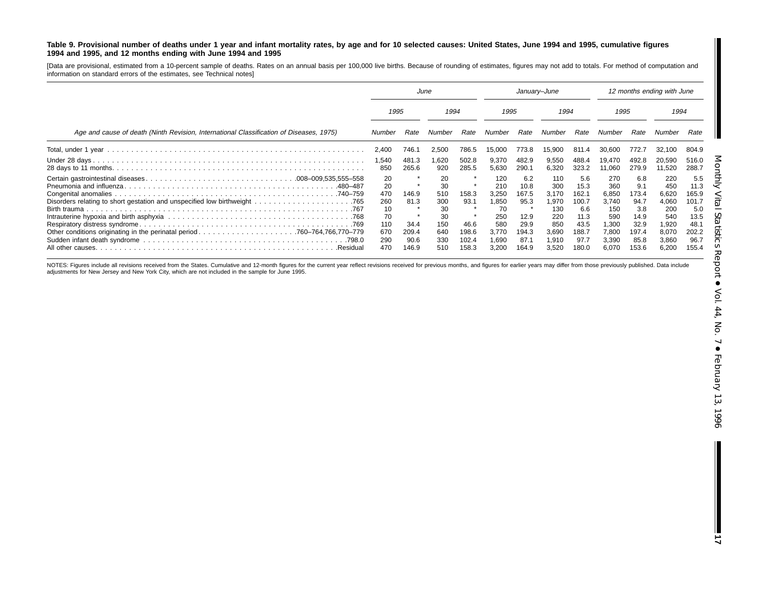**Table 9. Provisional number of deaths under 1 year and infant mortality rates, by age and for 10 selected causes: United States, June 1994 and 1995, cumulative figures 1994 and 1995, and 12 months ending with June 1994 and 1995**

[Data are provisional, estimated from a 10-percent sample of deaths. Rates on an annual basis per 100,000 live births. Because of rounding of estimates, figures may not add to totals. For method of computation and information on standard errors of the estimates, see Technical notes]

| Age and cause of death (Ninth Revision, International Classification of Diseases, 1975) | June | | | | January–June | | | | 12 months ending with June | | | |
|---|---|---|---|---|---|---|---|---|---|---|---|---|
| | 1995 | | 1994 | | 1995 | | 1994 | | 1995 | | 1994 | |
| | Number | Rate | Number | Rate | Number | Rate | Number | Rate | Number | Rate | Number | Rate |
| Total, under 1 year | 2,400 | 746.1 | 2,500 | 786.5 | 15,000 | 773.8 | 15,900 | 811.4 | 30,600 | 772.7 | 32,100 | 804.9 |
| Under 28 days | 1,540 | 481.3 | 1,620 | 502.8 | 9,370 | 482.9 | 9,550 | 488.4 | 19,470 | 492.8 | 20,590 | 516.0 |
| 28 days to 11 months | 850 | 265.6 | 920 | 285.5 | 5,630 | 290.1 | 6,320 | 323.2 | 11,060 | 279.9 | 11,520 | 288.7 |
| Certain gastrointestinal diseases .008–009,535,555–558 | 20 | * | 20 | * | 120 | 6.2 | 110 | 5.6 | 270 | 6.8 | 220 | 5.5 |
| Pneumonia and influenza .480–487 | 20 | * | 30 | * | 210 | 10.8 | 300 | 15.3 | 360 | 9.1 | 450 | 11.3 |
| Congenital anomalies .740–759 | 470 | 146.9 | 510 | 158.3 | 3,250 | 167.5 | 3,170 | 162.1 | 6,850 | 173.4 | 6,620 | 165.9 |
| Disorders relating to short gestation and unspecified low birthweight .765 | 260 | 81.3 | 300 | 93.1 | 1,850 | 95.3 | 1,970 | 100.7 | 3,740 | 94.7 | 4,060 | 101.7 |
| Birth trauma .767 | 10 | * | 30 | * | 70 | * | 130 | 6.6 | 150 | 3.8 | 200 | 5.0 |
| Intrauterine hypoxia and birth asphyxia .768 | 70 | * | 30 | * | 250 | 12.9 | 220 | 11.3 | 590 | 14.9 | 540 | 13.5 |
| Respiratory distress syndrome .769 | 110 | 34.4 | 150 | 46.6 | 580 | 29.9 | 850 | 43.5 | 1,300 | 32.9 | 1,920 | 48.1 |
| Other conditions originating in the perinatal period .760–764,766,770–779 | 670 | 209.4 | 640 | 198.6 | 3,770 | 194.3 | 3,690 | 188.7 | 7,800 | 197.4 | 8,070 | 202.2 |
| Sudden infant death syndrome .798.0 | 290 | 90.6 | 330 | 102.4 | 1,690 | 87.1 | 1,910 | 97.7 | 3,390 | 85.8 | 3,860 | 96.7 |
| All other causes .Residual | 470 | 146.9 | 510 | 158.3 | 3,200 | 164.9 | 3,520 | 180.0 | 6,070 | 153.6 | 6,200 | 155.4 |

NOTES: Figures include all revisions received from the States. Cumulative and 12-month figures for the current year reflect revisions received for previous months, and figures for earlier years may differ from those previously published. Data include adjustments for New Jersey and New York City, which are not included in the sample for June 1995.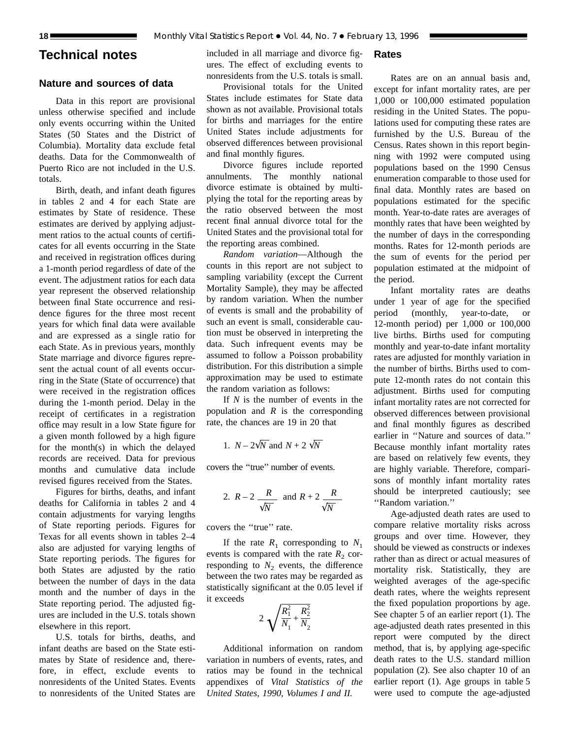# Technical notes

## Nature and sources of data

Data in this report are provisional unless otherwise specified and include only events occurring within the United States (50 States and the District of Columbia). Mortality data exclude fetal deaths. Data for the Commonwealth of Puerto Rico are not included in the U.S. totals.

Birth, death, and infant death figures in tables 2 and 4 for each State are estimates by State of residence. These estimates are derived by applying adjustment ratios to the actual counts of certificates for all events occurring in the State and received in registration offices during a 1-month period regardless of date of the event. The adjustment ratios for each data year represent the observed relationship between final State occurrence and residence figures for the three most recent years for which final data were available and are expressed as a single ratio for each State. As in previous years, monthly State marriage and divorce figures represent the actual count of all events occurring in the State (State of occurrence) that were received in the registration offices during the 1-month period. Delay in the receipt of certificates in a registration office may result in a low State figure for a given month followed by a high figure for the month(s) in which the delayed records are received. Data for previous months and cumulative data include revised figures received from the States.

Figures for births, deaths, and infant deaths for California in tables 2 and 4 contain adjustments for varying lengths of State reporting periods. Figures for Texas for all events shown in tables 2–4 also are adjusted for varying lengths of State reporting periods. The figures for both States are adjusted by the ratio between the number of days in the data month and the number of days in the State reporting period. The adjusted figures are included in the U.S. totals shown elsewhere in this report.

U.S. totals for births, deaths, and infant deaths are based on the State estimates by State of residence and, therefore, in effect, exclude events to nonresidents of the United States. Events to nonresidents of the United States are included in all marriage and divorce figures. The effect of excluding events to nonresidents from the U.S. totals is small.

Provisional totals for the United States include estimates for State data shown as not available. Provisional totals for births and marriages for the entire United States include adjustments for observed differences between provisional and final monthly figures.

Divorce figures include reported annulments. The monthly national divorce estimate is obtained by multiplying the total for the reporting areas by the ratio observed between the most recent final annual divorce total for the United States and the provisional total for the reporting areas combined.

*Random variation*—Although the counts in this report are not subject to sampling variability (except the Current Mortality Sample), they may be affected by random variation. When the number of events is small and the probability of such an event is small, considerable caution must be observed in interpreting the data. Such infrequent events may be assumed to follow a Poisson probability distribution. For this distribution a simple approximation may be used to estimate the random variation as follows:

If $N$ is the number of events in the population and $R$ is the corresponding rate, the chances are 19 in 20 that

1. $N - 2\sqrt{N}$ and $N + 2\sqrt{N}$

covers the ''true'' number of events.

2. $R - 2\dfrac{R}{\sqrt{N}}$ and $R + 2\dfrac{R}{\sqrt{N}}$

covers the ''true'' rate.

If the rate $R_1$ corresponding to $N_1$ events is compared with the rate $R_2$ corresponding to $N_2$ events, the difference between the two rates may be regarded as statistically significant at the 0.05 level if it exceeds

$$2\sqrt{\frac{R_1^2}{N_1} + \frac{R_2^2}{N_2}}$$

Additional information on random variation in numbers of events, rates, and ratios may be found in the technical appendixes of *Vital Statistics of the United States, 1990, Volumes I and II.*

## Rates

Rates are on an annual basis and, except for infant mortality rates, are per 1,000 or 100,000 estimated population residing in the United States. The populations used for computing these rates are furnished by the U.S. Bureau of the Census. Rates shown in this report beginning with 1992 were computed using populations based on the 1990 Census enumeration comparable to those used for final data. Monthly rates are based on populations estimated for the specific month. Year-to-date rates are averages of monthly rates that have been weighted by the number of days in the corresponding months. Rates for 12-month periods are the sum of events for the period per population estimated at the midpoint of the period.

Infant mortality rates are deaths under 1 year of age for the specified period (monthly, year-to-date, or 12-month period) per 1,000 or 100,000 live births. Births used for computing monthly and year-to-date infant mortality rates are adjusted for monthly variation in the number of births. Births used to compute 12-month rates do not contain this adjustment. Births used for computing infant mortality rates are not corrected for observed differences between provisional and final monthly figures as described earlier in ''Nature and sources of data.'' Because monthly infant mortality rates are based on relatively few events, they are highly variable. Therefore, comparisons of monthly infant mortality rates should be interpreted cautiously; see ''Random variation.''

Age-adjusted death rates are used to compare relative mortality risks across groups and over time. However, they should be viewed as constructs or indexes rather than as direct or actual measures of mortality risk. Statistically, they are weighted averages of the age-specific death rates, where the weights represent the fixed population proportions by age. See chapter 5 of an earlier report (1). The age-adjusted death rates presented in this report were computed by the direct method, that is, by applying age-specific death rates to the U.S. standard million population (2). See also chapter 10 of an earlier report (1). Age groups in table 5 were used to compute the age-adjusted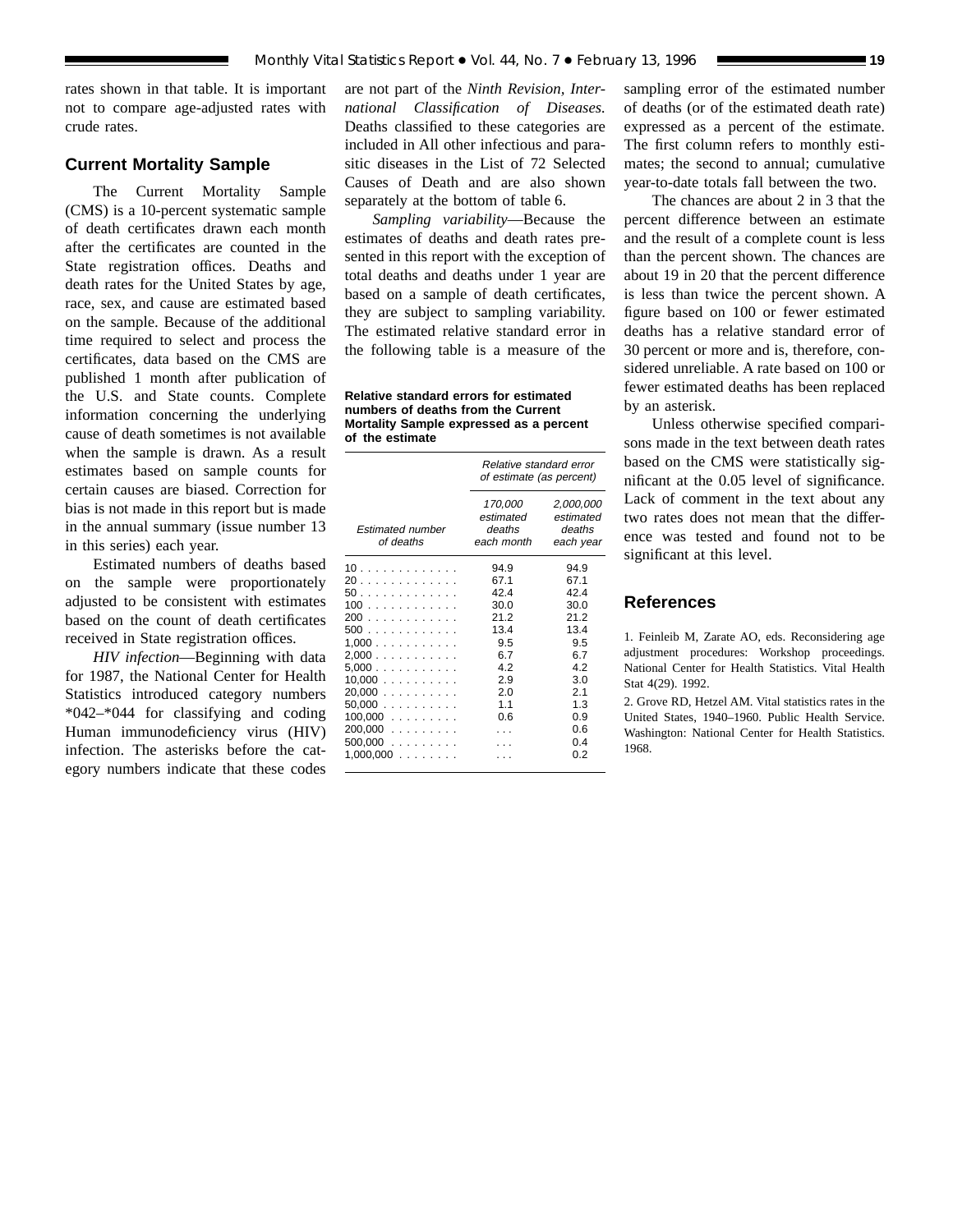rates shown in that table. It is important not to compare age-adjusted rates with crude rates.

## Current Mortality Sample

The Current Mortality Sample (CMS) is a 10-percent systematic sample of death certificates drawn each month after the certificates are counted in the State registration offices. Deaths and death rates for the United States by age, race, sex, and cause are estimated based on the sample. Because of the additional time required to select and process the certificates, data based on the CMS are published 1 month after publication of the U.S. and State counts. Complete information concerning the underlying cause of death sometimes is not available when the sample is drawn. As a result estimates based on sample counts for certain causes are biased. Correction for bias is not made in this report but is made in the annual summary (issue number 13 in this series) each year.

Estimated numbers of deaths based on the sample were proportionately adjusted to be consistent with estimates based on the count of death certificates received in State registration offices.

*HIV infection*—Beginning with data for 1987, the National Center for Health Statistics introduced category numbers *042–*044 for classifying and coding Human immunodeficiency virus (HIV) infection. The asterisks before the category numbers indicate that these codes are not part of the *Ninth Revision, International Classification of Diseases.* Deaths classified to these categories are included in All other infectious and parasitic diseases in the List of 72 Selected Causes of Death and are also shown separately at the bottom of table 6.

*Sampling variability*—Because the estimates of deaths and death rates presented in this report with the exception of total deaths and deaths under 1 year are based on a sample of death certificates, they are subject to sampling variability. The estimated relative standard error in the following table is a measure of the sampling error of the estimated number of deaths (or of the estimated death rate) expressed as a percent of the estimate. The first column refers to monthly estimates; the second to annual; cumulative year-to-date totals fall between the two.

**Relative standard errors for estimated numbers of deaths from the Current Mortality Sample expressed as a percent of the estimate**

| Estimated number of deaths | Relative standard error of estimate (as percent) | |
|---|---|---|
| | 170,000 estimated deaths each month | 2,000,000 estimated deaths each year |
| 10 | 94.9 | 94.9 |
| 20 | 67.1 | 67.1 |
| 50 | 42.4 | 42.4 |
| 100 | 30.0 | 30.0 |
| 200 | 21.2 | 21.2 |
| 500 | 13.4 | 13.4 |
| 1,000 | 9.5 | 9.5 |
| 2,000 | 6.7 | 6.7 |
| 5,000 | 4.2 | 4.2 |
| 10,000 | 2.9 | 3.0 |
| 20,000 | 2.0 | 2.1 |
| 50,000 | 1.1 | 1.3 |
| 100,000 | 0.6 | 0.9 |
| 200,000 | . . . | 0.6 |
| 500,000 | . . . | 0.4 |
| 1,000,000 | . . . | 0.2 |

The chances are about 2 in 3 that the percent difference between an estimate and the result of a complete count is less than the percent shown. The chances are about 19 in 20 that the percent difference is less than twice the percent shown. A figure based on 100 or fewer estimated deaths has a relative standard error of 30 percent or more and is, therefore, considered unreliable. A rate based on 100 or fewer estimated deaths has been replaced by an asterisk.

Unless otherwise specified comparisons made in the text between death rates based on the CMS were statistically significant at the 0.05 level of significance. Lack of comment in the text about any two rates does not mean that the difference was tested and found not to be significant at this level.

## References

1. Feinleib M, Zarate AO, eds. Reconsidering age adjustment procedures: Workshop proceedings. National Center for Health Statistics. Vital Health Stat 4(29). 1992.

2. Grove RD, Hetzel AM. Vital statistics rates in the United States, 1940–1960. Public Health Service. Washington: National Center for Health Statistics. 1968.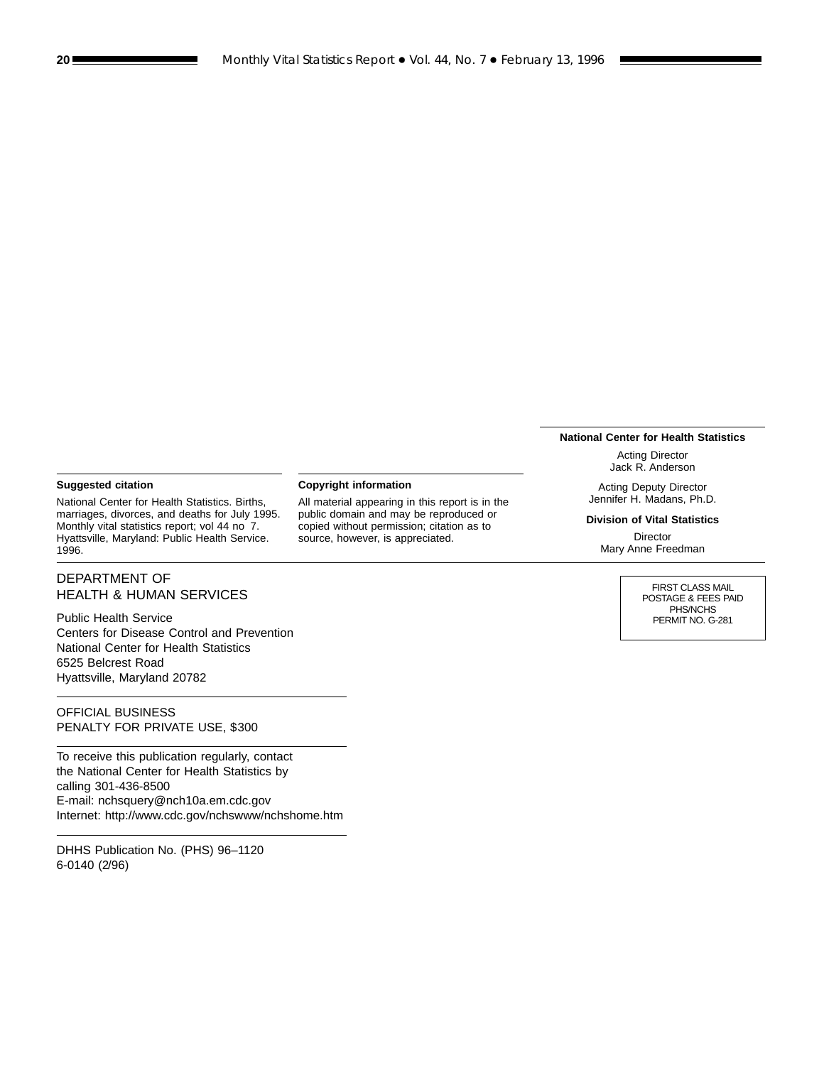**Suggested citation**

National Center for Health Statistics. Births, marriages, divorces, and deaths for July 1995. Monthly vital statistics report; vol 44 no 7. Hyattsville, Maryland: Public Health Service. 1996.

**Copyright information**

All material appearing in this report is in the public domain and may be reproduced or copied without permission; citation as to source, however, is appreciated.

**National Center for Health Statistics**

Acting Director
Jack R. Anderson

Acting Deputy Director
Jennifer H. Madans, Ph.D.

**Division of Vital Statistics**

Director
Mary Anne Freedman

DEPARTMENT OF
HEALTH & HUMAN SERVICES

Public Health Service
Centers for Disease Control and Prevention
National Center for Health Statistics
6525 Belcrest Road
Hyattsville, Maryland 20782

OFFICIAL BUSINESS
PENALTY FOR PRIVATE USE, $300

To receive this publication regularly, contact the National Center for Health Statistics by calling 301-436-8500
E-mail: nchsquery@nch10a.em.cdc.gov
Internet: http://www.cdc.gov/nchswww/nchshome.htm

DHHS Publication No. (PHS) 96–1120
6-0140 (2/96)

FIRST CLASS MAIL
POSTAGE & FEES PAID
PHS/NCHS
PERMIT NO. G-281